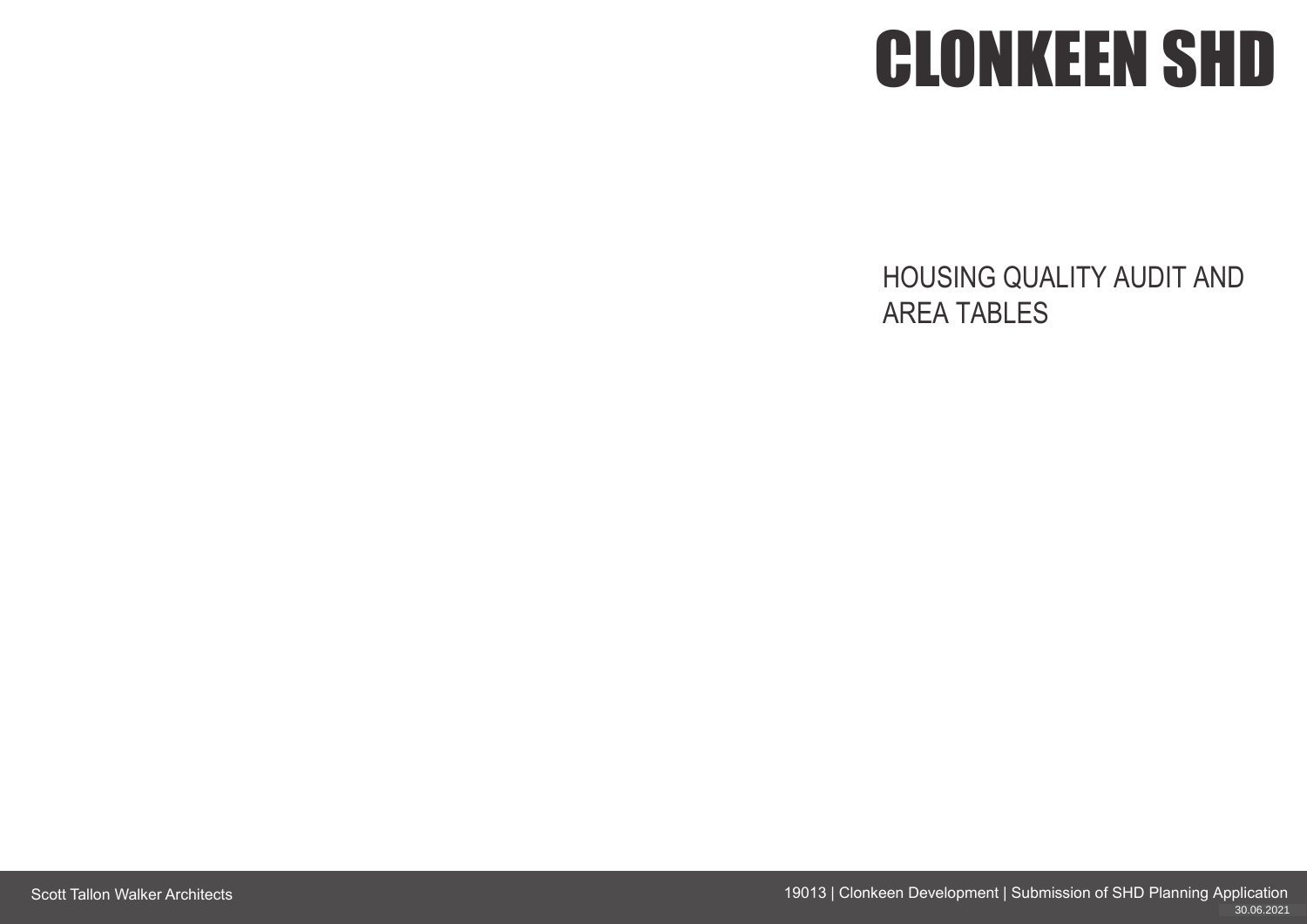# CLONKEEN SHD

## HOUSING QUALITY AUDIT AND AREA TABLES

Scott Tallon Walker Architects

19013 | Clonkeen Development | Submission of SHD Planning Application

30.06.2021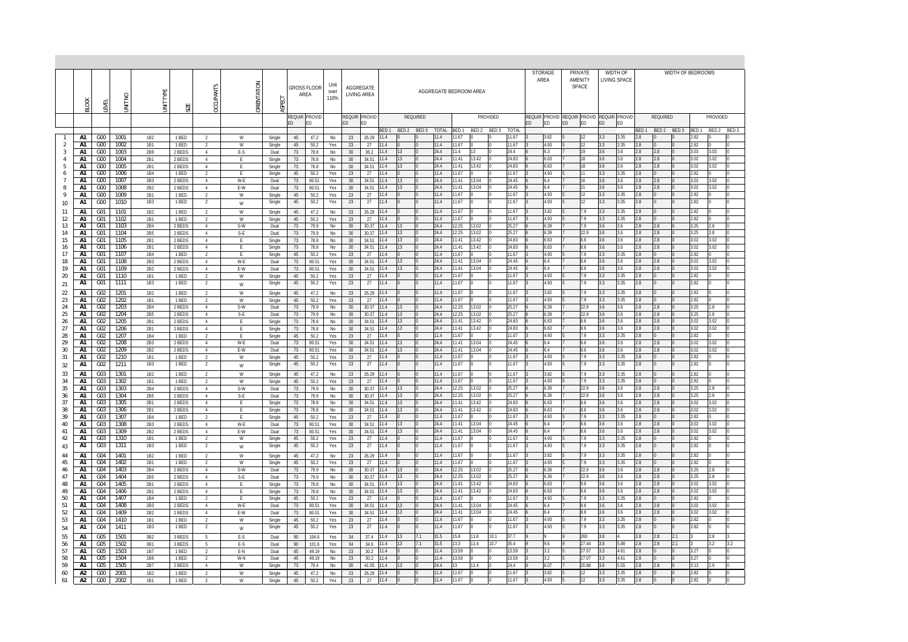| | BLOCK | LEVEL | UNIT NO | UNIT TYPE | SIZE | OCCUPANTS | ORIENTATION | ASPECT | GROSS FLOOR AREA | | Unit over 110% | AGGREGATE LIVING AREA | | AGGREGATE BEDROOM AREA | | | | | | | | STORAGE AREA | | PRIVATE AMENITY SPACE | | WIDTH OF LIVING SPACE | | WIDTH OF BEDROOMS | | | | | |
|---|---|---|---|---|---|---|---|---|---|---|---|---|---|---|---|---|---|---|---|---|---|---|---|---|---|---|---|---|---|---|---|---|---|
| | | | | | | | | | REQUIRED | PROVIDED | | REQUIRED | PROVIDED | REQUIRED | | | | PROVIDED | | | | REQUIRED | PROVIDED | REQUIRED | PROVIDED | REQUIRED | PROVIDED | REQUIRED | | | PROVIDED | | |
| | | | | | | | | | | | | | | BED 1 | BED 2 | BED 3 | TOTAL | BED 1 | BED 2 | BED 3 | TOTAL | | | | | | | BED 1 | BED 2 | BED 3 | BED 1 | BED 2 | BED 3 |
| 1 | A1 | G00 | 1001 | 1B2 | 1 BED | 2 | W | Single | 45 | 47.2 | No | 23 | 26.29 | 11.4 | 0 | 0 | 11.4 | 11.67 | 0 | 0 | 11.67 | 3 | 3.82 | 5 | 12 | 3.3 | 3.35 | 2.8 | 0 | 0 | 2.82 | 0 | 0 |
| 2 | A1 | G00 | 1002 | 1B1 | 1 BED | 2 | W | Single | 45 | 50.2 | Yes | 23 | 27 | 11.4 | 0 | 0 | 11.4 | 11.67 | 0 | 0 | 11.67 | 3 | 4.93 | 5 | 12 | 3.3 | 3.35 | 2.8 | 0 | 0 | 2.82 | 0 | 0 |
| 3 | A1 | G00 | 1003 | 2B9 | 2 BEDS | 4 | E-S | Dual | 73 | 78.8 | No | 30 | 36.2 | 11.4 | 13 | 0 | 24.4 | 11.4 | 13 | 0 | 24.4 | 6 | 6.3 | 7 | 19 | 3.6 | 3.6 | 2.8 | 2.8 | 0 | 3.03 | 3.03 | 0 |
| 4 | A1 | G00 | 1004 | 2B1 | 2 BEDS | 4 | E | Single | 73 | 78.8 | No | 30 | 34.51 | 11.4 | 13 | 0 | 24.4 | 11.41 | 13.42 | 0 | 24.83 | 6 | 6.63 | 7 | 18 | 3.6 | 3.6 | 2.8 | 2.8 | 0 | 3.02 | 3.02 | 0 |
| 5 | A1 | G00 | 1005 | 2B1 | 2 BEDS | 4 | E | Single | 73 | 78.8 | No | 30 | 34.51 | 11.4 | 13 | 0 | 24.4 | 11.41 | 13.42 | 0 | 24.83 | 6 | 6.63 | 7 | 18 | 3.6 | 3.6 | 2.8 | 2.8 | 0 | 3.02 | 3.02 | 0 |
| 6 | A1 | G00 | 1006 | 1B4 | 1 BED | 2 | E | Single | 45 | 50.2 | Yes | 23 | 27 | 11.4 | 0 | 0 | 11.4 | 11.67 | 0 | 0 | 11.67 | 3 | 4.93 | 5 | 11 | 3.3 | 3.35 | 2.8 | 0 | 0 | 2.82 | 0 | 0 |
| 7 | A1 | G00 | 1007 | 2B3 | 2 BEDS | 4 | W-E | Dual | 73 | 80.51 | Yes | 30 | 34.51 | 11.4 | 13 | 0 | 24.4 | 11.41 | 13.04 | 0 | 24.45 | 6 | 6.4 | 7 | 16 | 3.6 | 3.6 | 2.8 | 2.8 | 0 | 3.02 | 3.02 | 0 |
| 8 | A1 | G00 | 1008 | 2B2 | 2 BEDS | 4 | E-W | Dual | 73 | 80.51 | Yes | 30 | 34.51 | 11.4 | 13 | 0 | 24.4 | 11.41 | 13.04 | 0 | 24.45 | 6 | 6.4 | 7 | 21 | 3.6 | 3.6 | 2.8 | 2.8 | 0 | 3.02 | 3.02 | 0 |
| 9 | A1 | G00 | 1009 | 1B1 | 1 BED | 2 | W | Single | 45 | 50.2 | Yes | 23 | 27 | 11.4 | 0 | 0 | 11.4 | 11.67 | 0 | 0 | 11.67 | 3 | 4.93 | 5 | 12 | 3.3 | 3.35 | 2.8 | 0 | 0 | 2.82 | 0 | 0 |
| 10 | A1 | G00 | 1010 | 1B3 | 1 BED | 2 | W | Single | 45 | 50.2 | Yes | 23 | 27 | 11.4 | 0 | 0 | 11.4 | 11.67 | 0 | 0 | 11.67 | 3 | 4.93 | 5 | 12 | 3.3 | 3.35 | 2.8 | 0 | 0 | 2.82 | 0 | 0 |
| 11 | A1 | G01 | 1101 | 1B2 | 1 BED | 2 | W | Single | 45 | 47.2 | No | 23 | 26.29 | 11.4 | 0 | 0 | 11.4 | 11.67 | 0 | 0 | 11.67 | 3 | 3.82 | 5 | 7.9 | 3.3 | 3.35 | 2.8 | 0 | 0 | 2.82 | 0 | 0 |
| 12 | A1 | G01 | 1102 | 1B1 | 1 BED | 2 | W | Single | 45 | 50.2 | Yes | 23 | 27 | 11.4 | 0 | 0 | 11.4 | 11.67 | 0 | 0 | 11.67 | 3 | 4.93 | 5 | 7.9 | 3.3 | 3.35 | 2.8 | 0 | 0 | 2.82 | 0 | 0 |
| 13 | A1 | G01 | 1103 | 2B4 | 2 BEDS | 4 | S-W | Dual | 73 | 79.9 | No | 30 | 30.37 | 11.4 | 13 | 0 | 24.4 | 12.25 | 13.02 | 0 | 25.27 | 6 | 6.39 | 7 | 7.9 | 3.6 | 3.6 | 2.8 | 2.8 | 0 | 3.25 | 2.8 | 0 |
| 14 | A1 | G01 | 1104 | 2B5 | 2 BEDS | 4 | S-E | Dual | 73 | 79.9 | No | 30 | 30.37 | 11.4 | 13 | 0 | 24.4 | 12.25 | 13.02 | 0 | 25.27 | 6 | 6.39 | 7 | 22.9 | 3.6 | 3.6 | 2.8 | 2.8 | 0 | 3.25 | 2.8 | 0 |
| 15 | A1 | G01 | 1105 | 2B1 | 2 BEDS | 4 | E | Single | 73 | 78.8 | No | 30 | 34.51 | 11.4 | 13 | 0 | 24.4 | 11.41 | 13.42 | 0 | 24.83 | 6 | 6.63 | 7 | 8.6 | 3.6 | 3.6 | 2.8 | 2.8 | 0 | 3.02 | 3.02 | 0 |
| 16 | A1 | G01 | 1106 | 2B1 | 2 BEDS | 4 | E | Single | 73 | 78.8 | No | 30 | 34.51 | 11.4 | 13 | 0 | 24.4 | 11.41 | 13.42 | 0 | 24.83 | 6 | 6.63 | 7 | 8.6 | 3.6 | 3.6 | 2.8 | 2.8 | 0 | 3.02 | 3.02 | 0 |
| 17 | A1 | G01 | 1107 | 1B4 | 1 BED | 2 | E | Single | 45 | 50.2 | Yes | 23 | 27 | 11.4 | 0 | 0 | 11.4 | 11.67 | 0 | 0 | 11.67 | 3 | 4.93 | 5 | 7.9 | 3.3 | 3.35 | 2.8 | 0 | 0 | 2.82 | 0 | 0 |
| 18 | A1 | G01 | 1108 | 2B3 | 2 BEDS | 4 | W-E | Dual | 73 | 80.51 | Yes | 30 | 34.51 | 11.4 | 13 | 0 | 24.4 | 11.41 | 13.04 | 0 | 24.45 | 6 | 6.4 | 7 | 8.6 | 3.6 | 3.6 | 2.8 | 2.8 | 0 | 3.02 | 3.02 | 0 |
| 19 | A1 | G01 | 1109 | 2B2 | 2 BEDS | 4 | E-W | Dual | 73 | 80.51 | Yes | 30 | 34.51 | 11.4 | 13 | 0 | 24.4 | 11.41 | 13.04 | 0 | 24.45 | 6 | 6.4 | 7 | 8.6 | 3.6 | 3.6 | 2.8 | 2.8 | 0 | 3.02 | 3.02 | 0 |
| 20 | A1 | G01 | 1110 | 1B1 | 1 BED | 2 | W | Single | 45 | 50.2 | Yes | 23 | 27 | 11.4 | 0 | 0 | 11.4 | 11.67 | 0 | 0 | 11.67 | 3 | 4.93 | 5 | 7.9 | 3.3 | 3.35 | 2.8 | 0 | 0 | 2.82 | 0 | 0 |
| 21 | A1 | G01 | 1111 | 1B3 | 1 BED | 2 | W | Single | 45 | 50.2 | Yes | 23 | 27 | 11.4 | 0 | 0 | 11.4 | 11.67 | 0 | 0 | 11.67 | 3 | 4.93 | 5 | 7.9 | 3.3 | 3.35 | 2.8 | 0 | 0 | 2.82 | 0 | 0 |
| 22 | A1 | G02 | 1201 | 1B2 | 1 BED | 2 | W | Single | 45 | 47.2 | No | 23 | 26.29 | 11.4 | 0 | 0 | 11.4 | 11.67 | 0 | 0 | 11.67 | 3 | 3.82 | 5 | 7.9 | 3.3 | 3.35 | 2.8 | 0 | 0 | 2.82 | 0 | 0 |
| 23 | A1 | G02 | 1202 | 1B1 | 1 BED | 2 | W | Single | 45 | 50.2 | Yes | 23 | 27 | 11.4 | 0 | 0 | 11.4 | 11.67 | 0 | 0 | 11.67 | 3 | 4.93 | 5 | 7.9 | 3.3 | 3.35 | 2.8 | 0 | 0 | 2.82 | 0 | 0 |
| 24 | A1 | G02 | 1203 | 2B4 | 2 BEDS | 4 | S-W | Dual | 73 | 79.9 | No | 30 | 30.37 | 11.4 | 13 | 0 | 24.4 | 12.25 | 13.02 | 0 | 25.27 | 6 | 6.39 | 7 | 22.9 | 3.6 | 3.6 | 2.8 | 2.8 | 0 | 3.25 | 2.8 | 0 |
| 25 | A1 | G02 | 1204 | 2B5 | 2 BEDS | 4 | S-E | Dual | 73 | 79.9 | No | 30 | 30.37 | 11.4 | 13 | 0 | 24.4 | 12.25 | 13.02 | 0 | 25.27 | 6 | 6.39 | 7 | 22.9 | 3.6 | 3.6 | 2.8 | 2.8 | 0 | 3.25 | 2.8 | 0 |
| 26 | A1 | G02 | 1205 | 2B1 | 2 BEDS | 4 | E | Single | 73 | 78.8 | No | 30 | 34.51 | 11.4 | 13 | 0 | 24.4 | 11.41 | 13.42 | 0 | 24.83 | 6 | 6.63 | 7 | 8.6 | 3.6 | 3.6 | 2.8 | 2.8 | 0 | 3.02 | 3.02 | 0 |
| 27 | A1 | G02 | 1206 | 2B1 | 2 BEDS | 4 | E | Single | 73 | 78.8 | No | 30 | 34.51 | 11.4 | 13 | 0 | 24.4 | 11.41 | 13.42 | 0 | 24.83 | 6 | 6.63 | 7 | 8.6 | 3.6 | 3.6 | 2.8 | 2.8 | 0 | 3.02 | 3.02 | 0 |
| 28 | A1 | G02 | 1207 | 1B4 | 1 BED | 2 | E | Single | 45 | 50.2 | Yes | 23 | 27 | 11.4 | 0 | 0 | 11.4 | 11.67 | 0 | 0 | 11.67 | 3 | 4.93 | 5 | 7.9 | 3.3 | 3.35 | 2.8 | 0 | 0 | 2.82 | 0 | 0 |
| 29 | A1 | G02 | 1208 | 2B3 | 2 BEDS | 4 | W-E | Dual | 73 | 80.51 | Yes | 30 | 34.51 | 11.4 | 13 | 0 | 24.4 | 11.41 | 13.04 | 0 | 24.45 | 6 | 6.4 | 7 | 8.6 | 3.6 | 3.6 | 2.8 | 2.8 | 0 | 3.02 | 3.02 | 0 |
| 30 | A1 | G02 | 1209 | 2B2 | 2 BEDS | 4 | E-W | Dual | 73 | 80.51 | Yes | 30 | 34.51 | 11.4 | 13 | 0 | 24.4 | 11.41 | 13.04 | 0 | 24.45 | 6 | 6.4 | 7 | 8.6 | 3.6 | 3.6 | 2.8 | 2.8 | 0 | 3.02 | 3.02 | 0 |
| 31 | A1 | G02 | 1210 | 1B1 | 1 BED | 2 | W | Single | 45 | 50.2 | Yes | 23 | 27 | 11.4 | 0 | 0 | 11.4 | 11.67 | 0 | 0 | 11.67 | 3 | 4.93 | 5 | 7.9 | 3.3 | 3.35 | 2.8 | 0 | 0 | 2.82 | 0 | 0 |
| 32 | A1 | G02 | 1211 | 1B3 | 1 BED | 2 | W | Single | 45 | 50.2 | Yes | 23 | 27 | 11.4 | 0 | 0 | 11.4 | 11.67 | 0 | 0 | 11.67 | 3 | 4.93 | 5 | 7.9 | 3.3 | 3.35 | 2.8 | 0 | 0 | 2.82 | 0 | 0 |
| 33 | A1 | G03 | 1301 | 1B2 | 1 BED | 2 | W | Single | 45 | 47.2 | No | 23 | 26.29 | 11.4 | 0 | 0 | 11.4 | 11.67 | 0 | 0 | 11.67 | 3 | 3.82 | 5 | 7.9 | 3.3 | 3.35 | 2.8 | 0 | 0 | 2.82 | 0 | 0 |
| 34 | A1 | G03 | 1302 | 1B1 | 1 BED | 2 | W | Single | 45 | 50.2 | Yes | 23 | 27 | 11.4 | 0 | 0 | 11.4 | 11.67 | 0 | 0 | 11.67 | 3 | 4.93 | 5 | 7.9 | 3.3 | 3.35 | 2.8 | 0 | 0 | 2.82 | 0 | 0 |
| 35 | A1 | G03 | 1303 | 2B4 | 2 BEDS | 4 | S-W | Dual | 73 | 79.9 | No | 30 | 30.37 | 11.4 | 13 | 0 | 24.4 | 12.25 | 13.02 | 0 | 25.27 | 6 | 6.39 | 7 | 22.9 | 3.6 | 3.6 | 2.8 | 2.8 | 0 | 3.25 | 2.8 | 0 |
| 36 | A1 | G03 | 1304 | 2B5 | 2 BEDS | 4 | S-E | Dual | 73 | 79.9 | No | 30 | 30.37 | 11.4 | 13 | 0 | 24.4 | 12.25 | 13.02 | 0 | 25.27 | 6 | 6.39 | 7 | 22.9 | 3.6 | 3.6 | 2.8 | 2.8 | 0 | 3.25 | 2.8 | 0 |
| 37 | A1 | G03 | 1305 | 2B1 | 2 BEDS | 4 | E | Single | 73 | 78.8 | No | 30 | 34.51 | 11.4 | 13 | 0 | 24.4 | 11.41 | 13.42 | 0 | 24.83 | 6 | 6.63 | 7 | 8.6 | 3.6 | 3.6 | 2.8 | 2.8 | 0 | 3.02 | 3.02 | 0 |
| 38 | A1 | G03 | 1306 | 2B1 | 2 BEDS | 4 | E | Single | 73 | 78.8 | No | 30 | 34.51 | 11.4 | 13 | 0 | 24.4 | 11.41 | 13.42 | 0 | 24.83 | 6 | 6.63 | 7 | 8.6 | 3.6 | 3.6 | 2.8 | 2.8 | 0 | 3.02 | 3.02 | 0 |
| 39 | A1 | G03 | 1307 | 1B4 | 1 BED | 2 | E | Single | 45 | 50.2 | Yes | 23 | 27 | 11.4 | 0 | 0 | 11.4 | 11.67 | 0 | 0 | 11.67 | 3 | 4.93 | 5 | 7.9 | 3.3 | 3.35 | 2.8 | 0 | 0 | 2.82 | 0 | 0 |
| 40 | A1 | G03 | 1308 | 2B3 | 2 BEDS | 4 | W-E | Dual | 73 | 80.51 | Yes | 30 | 34.51 | 11.4 | 13 | 0 | 24.4 | 11.41 | 13.04 | 0 | 24.45 | 6 | 6.4 | 7 | 8.6 | 3.6 | 3.6 | 2.8 | 2.8 | 0 | 3.02 | 3.02 | 0 |
| 41 | A1 | G03 | 1309 | 2B2 | 2 BEDS | 4 | E-W | Dual | 73 | 80.51 | Yes | 30 | 34.51 | 11.4 | 13 | 0 | 24.4 | 11.41 | 13.04 | 0 | 24.45 | 6 | 6.4 | 7 | 8.6 | 3.6 | 3.6 | 2.8 | 2.8 | 0 | 3.02 | 3.02 | 0 |
| 42 | A1 | G03 | 1310 | 1B1 | 1 BED | 2 | W | Single | 45 | 50.2 | Yes | 23 | 27 | 11.4 | 0 | 0 | 11.4 | 11.67 | 0 | 0 | 11.67 | 3 | 4.93 | 5 | 7.9 | 3.3 | 3.35 | 2.8 | 0 | 0 | 2.82 | 0 | 0 |
| 43 | A1 | G03 | 1311 | 1B3 | 1 BED | 2 | W | Single | 45 | 50.2 | Yes | 23 | 27 | 11.4 | 0 | 0 | 11.4 | 11.67 | 0 | 0 | 11.67 | 3 | 4.93 | 5 | 7.9 | 3.3 | 3.35 | 2.8 | 0 | 0 | 2.82 | 0 | 0 |
| 44 | A1 | G04 | 1401 | 1B2 | 1 BED | 2 | W | Single | 45 | 47.2 | No | 23 | 26.29 | 11.4 | 0 | 0 | 11.4 | 11.67 | 0 | 0 | 11.67 | 3 | 3.82 | 5 | 7.9 | 3.3 | 3.35 | 2.8 | 0 | 0 | 2.82 | 0 | 0 |
| 45 | A1 | G04 | 1402 | 1B1 | 1 BED | 2 | W | Single | 45 | 50.2 | Yes | 23 | 27 | 11.4 | 0 | 0 | 11.4 | 11.67 | 0 | 0 | 11.67 | 3 | 4.93 | 5 | 7.9 | 3.3 | 3.35 | 2.8 | 0 | 0 | 2.82 | 0 | 0 |
| 46 | A1 | G04 | 1403 | 2B4 | 2 BEDS | 4 | S-W | Dual | 73 | 79.9 | No | 30 | 30.37 | 11.4 | 13 | 0 | 24.4 | 12.25 | 13.02 | 0 | 25.27 | 6 | 6.39 | 7 | 22.9 | 3.6 | 3.6 | 2.8 | 2.8 | 0 | 3.25 | 2.8 | 0 |
| 47 | A1 | G04 | 1404 | 2B5 | 2 BEDS | 4 | S-E | Dual | 73 | 79.9 | No | 30 | 30.37 | 11.4 | 13 | 0 | 24.4 | 12.25 | 13.02 | 0 | 25.27 | 6 | 6.39 | 7 | 22.9 | 3.6 | 3.6 | 2.8 | 2.8 | 0 | 3.25 | 2.8 | 0 |
| 48 | A1 | G04 | 1405 | 2B1 | 2 BEDS | 4 | E | Single | 73 | 78.8 | No | 30 | 34.51 | 11.4 | 13 | 0 | 24.4 | 11.41 | 13.42 | 0 | 24.83 | 6 | 6.63 | 7 | 8.6 | 3.6 | 3.6 | 2.8 | 2.8 | 0 | 3.02 | 3.02 | 0 |
| 49 | A1 | G04 | 1406 | 2B1 | 2 BEDS | 4 | E | Single | 73 | 78.8 | No | 30 | 34.51 | 11.4 | 13 | 0 | 24.4 | 11.41 | 13.42 | 0 | 24.83 | 6 | 6.63 | 7 | 8.6 | 3.6 | 3.6 | 2.8 | 2.8 | 0 | 3.02 | 3.02 | 0 |
| 50 | A1 | G04 | 1407 | 1B4 | 1 BED | 2 | E | Single | 45 | 50.2 | Yes | 23 | 27 | 11.4 | 0 | 0 | 11.4 | 11.67 | 0 | 0 | 11.67 | 3 | 4.93 | 5 | 7.9 | 3.3 | 3.35 | 2.8 | 0 | 0 | 2.82 | 0 | 0 |
| 51 | A1 | G04 | 1408 | 2B3 | 2 BEDS | 4 | W-E | Dual | 73 | 80.51 | Yes | 30 | 34.51 | 11.4 | 13 | 0 | 24.4 | 11.41 | 13.04 | 0 | 24.45 | 6 | 6.4 | 7 | 8.6 | 3.6 | 3.6 | 2.8 | 2.8 | 0 | 3.02 | 3.02 | 0 |
| 52 | A1 | G04 | 1409 | 2B2 | 2 BEDS | 4 | E-W | Dual | 73 | 80.51 | Yes | 30 | 34.51 | 11.4 | 13 | 0 | 24.4 | 11.41 | 13.04 | 0 | 24.45 | 6 | 6.4 | 7 | 8.6 | 3.6 | 3.6 | 2.8 | 2.8 | 0 | 3.02 | 3.02 | 0 |
| 53 | A1 | G04 | 1410 | 1B1 | 1 BED | 2 | W | Single | 45 | 50.2 | Yes | 23 | 27 | 11.4 | 0 | 0 | 11.4 | 11.67 | 0 | 0 | 11.67 | 3 | 4.93 | 5 | 7.9 | 3.3 | 3.35 | 2.8 | 0 | 0 | 2.82 | 0 | 0 |
| 54 | A1 | G04 | 1411 | 1B3 | 1 BED | 2 | W | Single | 45 | 50.2 | Yes | 23 | 27 | 11.4 | 0 | 0 | 11.4 | 11.67 | 0 | 0 | 11.67 | 3 | 4.93 | 5 | 7.9 | 3.3 | 3.35 | 2.8 | 0 | 0 | 2.82 | 0 | 0 |
| 55 | A1 | G05 | 1501 | 3B2 | 3 BEDS | 5 | E-S | Dual | 90 | 104.6 | Yes | 34 | 37.4 | 11.4 | 13 | 7.1 | 31.5 | 15.8 | 11.8 | 10.1 | 37.7 | 9 | 9 | 9 | 260 | 3.8 | 4 | 2.8 | 2.8 | 2.1 | 3 | 2.8 | 3 |
| 56 | A1 | G05 | 1502 | 3B1 | 3 BEDS | 5 | E-S | Dual | 90 | 101.6 | Yes | 34 | 34.6 | 11.4 | 13 | 7.1 | 31.5 | 13.3 | 11.4 | 10.7 | 35.4 | 9 | 9.6 | 9 | 27.44 | 3.8 | 5.88 | 2.8 | 2.8 | 2.1 | 3 | 3.2 | 3.2 |
| 57 | A1 | G05 | 1503 | 1B7 | 1 BED | 2 | E-N | Dual | 45 | 49.19 | No | 23 | 30.2 | 11.4 | 0 | 0 | 11.4 | 13.59 | 0 | 0 | 13.59 | 3 | 3.2 | 5 | 27.07 | 3.3 | 4.61 | 2.8 | 0 | 0 | 3.27 | 0 | 0 |
| 58 | A1 | G05 | 1504 | 1B6 | 1 BED | 2 | W-N | Dual | 45 | 49.19 | No | 23 | 30.2 | 11.4 | 0 | 0 | 11.4 | 13.59 | 0 | 0 | 13.59 | 3 | 3.2 | 5 | 27.07 | 3.3 | 4.61 | 2.8 | 0 | 0 | 3.27 | 0 | 0 |
| 59 | A1 | G05 | 1505 | 2B7 | 2 BEDS | 4 | W | Single | 73 | 79.4 | No | 30 | 41.05 | 11.4 | 13 | 0 | 24.4 | 13 | 11.4 | 0 | 24.4 | 6 | 6.07 | 7 | 20.88 | 3.6 | 5.55 | 2.8 | 2.8 | 0 | 3.13 | 2.9 | 0 |
| 60 | A2 | G00 | 2001 | 1B2 | 1 BED | 2 | W | Single | 45 | 47.2 | No | 23 | 26.29 | 11.4 | 0 | 0 | 11.4 | 11.67 | 0 | 0 | 11.67 | 3 | 3.82 | 5 | 12 | 3.3 | 3.35 | 2.8 | 0 | 0 | 2.82 | 0 | 0 |
| 61 | A2 | G00 | 2002 | 1B1 | 1 BED | 2 | W | Single | 45 | 50.2 | Yes | 23 | 27 | 11.4 | 0 | 0 | 11.4 | 11.67 | 0 | 0 | 11.67 | 3 | 4.93 | 5 | 12 | 3.3 | 3.35 | 2.8 | 0 | 0 | 2.82 | 0 | 0 |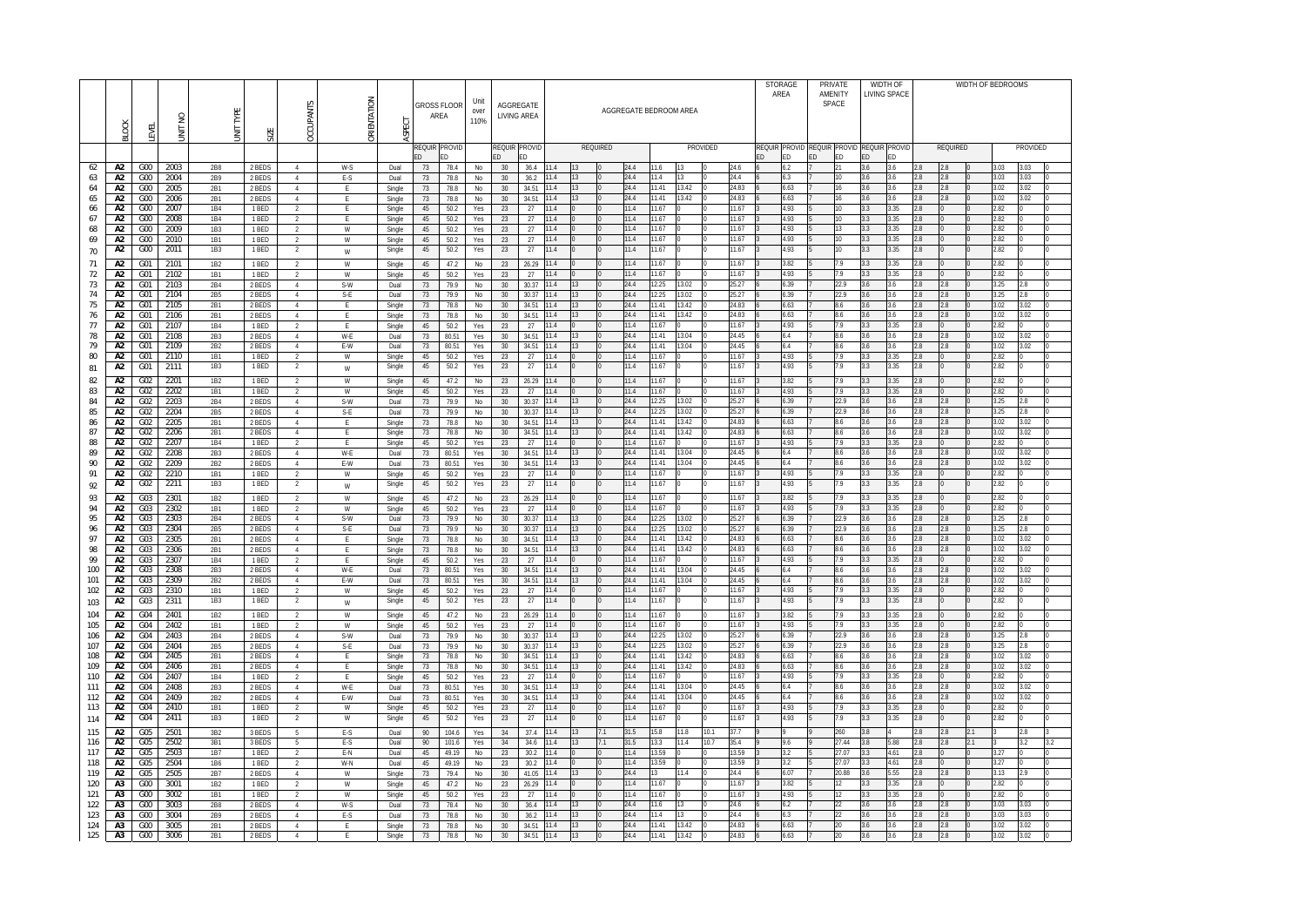| | BLOCK | LEVEL | UNIT NO | UNIT TYPE | SIZE | OCCUPANTS | ORIENTATION | ASPECT | GROSS FLOOR AREA | | Unit over 110% | AGGREGATE LIVING AREA | | AGGREGATE BEDROOM AREA | | | | | | | | STORAGE AREA | | PRIVATE AMENITY SPACE | | WIDTH OF LIVING SPACE | | WIDTH OF BEDROOMS | | | | | |
|---|---|---|---|---|---|---|---|---|---|---|---|---|---|---|---|---|---|---|---|---|---|---|---|---|---|---|---|---|---|---|---|---|---|
| | | | | | | | | | REQUIRED | PROVIDED | | REQUIRED | PROVIDED | REQUIRED | | | | PROVIDED | | | | REQUIRED | PROVIDED | REQUIRED | PROVIDED | REQUIRED | PROVIDED | REQUIRED | | | PROVIDED | | |
| 62 | A2 | G00 | 2003 | 2B8 | 2 BEDS | 4 | W-S | Dual | 73 | 78.4 | No | 30 | 36.4 | 11.4 | 13 | 0 | 24.4 | 11.6 | 13 | 0 | 24.6 | 6 | 6.2 | 7 | 21 | 3.6 | 3.6 | 2.8 | 2.8 | 0 | 3.03 | 3.03 | 0 |
| 63 | A2 | G00 | 2004 | 2B9 | 2 BEDS | 4 | E-S | Dual | 73 | 78.8 | No | 30 | 36.2 | 11.4 | 13 | 0 | 24.4 | 11.4 | 13 | 0 | 24.4 | 6 | 6.3 | 7 | 10 | 3.6 | 3.6 | 2.8 | 2.8 | 0 | 3.03 | 3.03 | 0 |
| 64 | A2 | G00 | 2005 | 2B1 | 2 BEDS | 4 | E | Single | 73 | 78.8 | No | 30 | 34.51 | 11.4 | 13 | 0 | 24.4 | 11.41 | 13.42 | 0 | 24.83 | 6 | 6.63 | 7 | 16 | 3.6 | 3.6 | 2.8 | 2.8 | 0 | 3.02 | 3.02 | 0 |
| 65 | A2 | G00 | 2006 | 2B1 | 2 BEDS | 4 | E | Single | 73 | 78.8 | No | 30 | 34.51 | 11.4 | 13 | 0 | 24.4 | 11.41 | 13.42 | 0 | 24.83 | 6 | 6.63 | 7 | 16 | 3.6 | 3.6 | 2.8 | 2.8 | 0 | 3.02 | 3.02 | 0 |
| 66 | A2 | G00 | 2007 | 1B4 | 1 BED | 2 | E | Single | 45 | 50.2 | Yes | 23 | 27 | 11.4 | 0 | 0 | 11.4 | 11.67 | 0 | 0 | 11.67 | 3 | 4.93 | 5 | 10 | 3.3 | 3.35 | 2.8 | 0 | 0 | 2.82 | 0 | 0 |
| 67 | A2 | G00 | 2008 | 1B4 | 1 BED | 2 | E | Single | 45 | 50.2 | Yes | 23 | 27 | 11.4 | 0 | 0 | 11.4 | 11.67 | 0 | 0 | 11.67 | 3 | 4.93 | 5 | 10 | 3.3 | 3.35 | 2.8 | 0 | 0 | 2.82 | 0 | 0 |
| 68 | A2 | G00 | 2009 | 1B3 | 1 BED | 2 | W | Single | 45 | 50.2 | Yes | 23 | 27 | 11.4 | 0 | 0 | 11.4 | 11.67 | 0 | 0 | 11.67 | 3 | 4.93 | 5 | 13 | 3.3 | 3.35 | 2.8 | 0 | 0 | 2.82 | 0 | 0 |
| 69 | A2 | G00 | 2010 | 1B1 | 1 BED | 2 | W | Single | 45 | 50.2 | Yes | 23 | 27 | 11.4 | 0 | 0 | 11.4 | 11.67 | 0 | 0 | 11.67 | 3 | 4.93 | 5 | 10 | 3.3 | 3.35 | 2.8 | 0 | 0 | 2.82 | 0 | 0 |
| 70 | A2 | G00 | 2011 | 1B3 | 1 BED | 2 | W | Single | 45 | 50.2 | Yes | 23 | 27 | 11.4 | 0 | 0 | 11.4 | 11.67 | 0 | 0 | 11.67 | 3 | 4.93 | 5 | 10 | 3.3 | 3.35 | 2.8 | 0 | 0 | 2.82 | 0 | 0 |
| 71 | A2 | G01 | 2101 | 1B2 | 1 BED | 2 | W | Single | 45 | 47.2 | No | 23 | 26.29 | 11.4 | 0 | 0 | 11.4 | 11.67 | 0 | 0 | 11.67 | 3 | 3.82 | 5 | 7.9 | 3.3 | 3.35 | 2.8 | 0 | 0 | 2.82 | 0 | 0 |
| 72 | A2 | G01 | 2102 | 1B1 | 1 BED | 2 | W | Single | 45 | 50.2 | Yes | 23 | 27 | 11.4 | 0 | 0 | 11.4 | 11.67 | 0 | 0 | 11.67 | 3 | 4.93 | 5 | 7.9 | 3.3 | 3.35 | 2.8 | 0 | 0 | 2.82 | 0 | 0 |
| 73 | A2 | G01 | 2103 | 2B4 | 2 BEDS | 4 | S-W | Dual | 73 | 79.9 | No | 30 | 30.37 | 11.4 | 13 | 0 | 24.4 | 12.25 | 13.02 | 0 | 25.27 | 6 | 6.39 | 7 | 22.9 | 3.6 | 3.6 | 2.8 | 2.8 | 0 | 3.25 | 2.8 | 0 |
| 74 | A2 | G01 | 2104 | 2B5 | 2 BEDS | 4 | S-E | Dual | 73 | 79.9 | No | 30 | 30.37 | 11.4 | 13 | 0 | 24.4 | 12.25 | 13.02 | 0 | 25.27 | 6 | 6.39 | 7 | 22.9 | 3.6 | 3.6 | 2.8 | 2.8 | 0 | 3.25 | 2.8 | 0 |
| 75 | A2 | G01 | 2105 | 2B1 | 2 BEDS | 4 | E | Single | 73 | 78.8 | No | 30 | 34.51 | 11.4 | 13 | 0 | 24.4 | 11.41 | 13.42 | 0 | 24.83 | 6 | 6.63 | 7 | 8.6 | 3.6 | 3.6 | 2.8 | 2.8 | 0 | 3.02 | 3.02 | 0 |
| 76 | A2 | G01 | 2106 | 2B1 | 2 BEDS | 4 | E | Single | 73 | 78.8 | No | 30 | 34.51 | 11.4 | 13 | 0 | 24.4 | 11.41 | 13.42 | 0 | 24.83 | 6 | 6.63 | 7 | 8.6 | 3.6 | 3.6 | 2.8 | 2.8 | 0 | 3.02 | 3.02 | 0 |
| 77 | A2 | G01 | 2107 | 1B4 | 1 BED | 2 | E | Single | 45 | 50.2 | Yes | 23 | 27 | 11.4 | 0 | 0 | 11.4 | 11.67 | 0 | 0 | 11.67 | 3 | 4.93 | 5 | 7.9 | 3.3 | 3.35 | 2.8 | 0 | 0 | 2.82 | 0 | 0 |
| 78 | A2 | G01 | 2108 | 2B3 | 2 BEDS | 4 | W-E | Dual | 73 | 80.51 | Yes | 30 | 34.51 | 11.4 | 13 | 0 | 24.4 | 11.41 | 13.04 | 0 | 24.45 | 6 | 6.4 | 7 | 8.6 | 3.6 | 3.6 | 2.8 | 2.8 | 0 | 3.02 | 3.02 | 0 |
| 79 | A2 | G01 | 2109 | 2B2 | 2 BEDS | 4 | E-W | Dual | 73 | 80.51 | Yes | 30 | 34.51 | 11.4 | 13 | 0 | 24.4 | 11.41 | 13.04 | 0 | 24.45 | 6 | 6.4 | 7 | 8.6 | 3.6 | 3.6 | 2.8 | 2.8 | 0 | 3.02 | 3.02 | 0 |
| 80 | A2 | G01 | 2110 | 1B1 | 1 BED | 2 | W | Single | 45 | 50.2 | Yes | 23 | 27 | 11.4 | 0 | 0 | 11.4 | 11.67 | 0 | 0 | 11.67 | 3 | 4.93 | 5 | 7.9 | 3.3 | 3.35 | 2.8 | 0 | 0 | 2.82 | 0 | 0 |
| 81 | A2 | G01 | 2111 | 1B3 | 1 BED | 2 | W | Single | 45 | 50.2 | Yes | 23 | 27 | 11.4 | 0 | 0 | 11.4 | 11.67 | 0 | 0 | 11.67 | 3 | 4.93 | 5 | 7.9 | 3.3 | 3.35 | 2.8 | 0 | 0 | 2.82 | 0 | 0 |
| 82 | A2 | G02 | 2201 | 1B2 | 1 BED | 2 | W | Single | 45 | 47.2 | No | 23 | 26.29 | 11.4 | 0 | 0 | 11.4 | 11.67 | 0 | 0 | 11.67 | 3 | 3.82 | 5 | 7.9 | 3.3 | 3.35 | 2.8 | 0 | 0 | 2.82 | 0 | 0 |
| 83 | A2 | G02 | 2202 | 1B1 | 1 BED | 2 | W | Single | 45 | 50.2 | Yes | 23 | 27 | 11.4 | 0 | 0 | 11.4 | 11.67 | 0 | 0 | 11.67 | 3 | 4.93 | 5 | 7.9 | 3.3 | 3.35 | 2.8 | 0 | 0 | 2.82 | 0 | 0 |
| 84 | A2 | G02 | 2203 | 2B4 | 2 BEDS | 4 | S-W | Dual | 73 | 79.9 | No | 30 | 30.37 | 11.4 | 13 | 0 | 24.4 | 12.25 | 13.02 | 0 | 25.27 | 6 | 6.39 | 7 | 22.9 | 3.6 | 3.6 | 2.8 | 2.8 | 0 | 3.25 | 2.8 | 0 |
| 85 | A2 | G02 | 2204 | 2B5 | 2 BEDS | 4 | S-E | Dual | 73 | 79.9 | No | 30 | 30.37 | 11.4 | 13 | 0 | 24.4 | 12.25 | 13.02 | 0 | 25.27 | 6 | 6.39 | 7 | 22.9 | 3.6 | 3.6 | 2.8 | 2.8 | 0 | 3.25 | 2.8 | 0 |
| 86 | A2 | G02 | 2205 | 2B1 | 2 BEDS | 4 | E | Single | 73 | 78.8 | No | 30 | 34.51 | 11.4 | 13 | 0 | 24.4 | 11.41 | 13.42 | 0 | 24.83 | 6 | 6.63 | 7 | 8.6 | 3.6 | 3.6 | 2.8 | 2.8 | 0 | 3.02 | 3.02 | 0 |
| 87 | A2 | G02 | 2206 | 2B1 | 2 BEDS | 4 | E | Single | 73 | 78.8 | No | 30 | 34.51 | 11.4 | 13 | 0 | 24.4 | 11.41 | 13.42 | 0 | 24.83 | 6 | 6.63 | 7 | 8.6 | 3.6 | 3.6 | 2.8 | 2.8 | 0 | 3.02 | 3.02 | 0 |
| 88 | A2 | G02 | 2207 | 1B4 | 1 BED | 2 | E | Single | 45 | 50.2 | Yes | 23 | 27 | 11.4 | 0 | 0 | 11.4 | 11.67 | 0 | 0 | 11.67 | 3 | 4.93 | 5 | 7.9 | 3.3 | 3.35 | 2.8 | 0 | 0 | 2.82 | 0 | 0 |
| 89 | A2 | G02 | 2208 | 2B3 | 2 BEDS | 4 | W-E | Dual | 73 | 80.51 | Yes | 30 | 34.51 | 11.4 | 13 | 0 | 24.4 | 11.41 | 13.04 | 0 | 24.45 | 6 | 6.4 | 7 | 8.6 | 3.6 | 3.6 | 2.8 | 2.8 | 0 | 3.02 | 3.02 | 0 |
| 90 | A2 | G02 | 2209 | 2B2 | 2 BEDS | 4 | E-W | Dual | 73 | 80.51 | Yes | 30 | 34.51 | 11.4 | 13 | 0 | 24.4 | 11.41 | 13.04 | 0 | 24.45 | 6 | 6.4 | 7 | 8.6 | 3.6 | 3.6 | 2.8 | 2.8 | 0 | 3.02 | 3.02 | 0 |
| 91 | A2 | G02 | 2210 | 1B1 | 1 BED | 2 | W | Single | 45 | 50.2 | Yes | 23 | 27 | 11.4 | 0 | 0 | 11.4 | 11.67 | 0 | 0 | 11.67 | 3 | 4.93 | 5 | 7.9 | 3.3 | 3.35 | 2.8 | 0 | 0 | 2.82 | 0 | 0 |
| 92 | A2 | G02 | 2211 | 1B3 | 1 BED | 2 | W | Single | 45 | 50.2 | Yes | 23 | 27 | 11.4 | 0 | 0 | 11.4 | 11.67 | 0 | 0 | 11.67 | 3 | 4.93 | 5 | 7.9 | 3.3 | 3.35 | 2.8 | 0 | 0 | 2.82 | 0 | 0 |
| 93 | A2 | G03 | 2301 | 1B2 | 1 BED | 2 | W | Single | 45 | 47.2 | No | 23 | 26.29 | 11.4 | 0 | 0 | 11.4 | 11.67 | 0 | 0 | 11.67 | 3 | 3.82 | 5 | 7.9 | 3.3 | 3.35 | 2.8 | 0 | 0 | 2.82 | 0 | 0 |
| 94 | A2 | G03 | 2302 | 1B1 | 1 BED | 2 | W | Single | 45 | 50.2 | Yes | 23 | 27 | 11.4 | 0 | 0 | 11.4 | 11.67 | 0 | 0 | 11.67 | 3 | 4.93 | 5 | 7.9 | 3.3 | 3.35 | 2.8 | 0 | 0 | 2.82 | 0 | 0 |
| 95 | A2 | G03 | 2303 | 2B4 | 2 BEDS | 4 | S-W | Dual | 73 | 79.9 | No | 30 | 30.37 | 11.4 | 13 | 0 | 24.4 | 12.25 | 13.02 | 0 | 25.27 | 6 | 6.39 | 7 | 22.9 | 3.6 | 3.6 | 2.8 | 2.8 | 0 | 3.25 | 2.8 | 0 |
| 96 | A2 | G03 | 2304 | 2B5 | 2 BEDS | 4 | S-E | Dual | 73 | 79.9 | No | 30 | 30.37 | 11.4 | 13 | 0 | 24.4 | 12.25 | 13.02 | 0 | 25.27 | 6 | 6.39 | 7 | 22.9 | 3.6 | 3.6 | 2.8 | 2.8 | 0 | 3.25 | 2.8 | 0 |
| 97 | A2 | G03 | 2305 | 2B1 | 2 BEDS | 4 | E | Single | 73 | 78.8 | No | 30 | 34.51 | 11.4 | 13 | 0 | 24.4 | 11.41 | 13.42 | 0 | 24.83 | 6 | 6.63 | 7 | 8.6 | 3.6 | 3.6 | 2.8 | 2.8 | 0 | 3.02 | 3.02 | 0 |
| 98 | A2 | G03 | 2306 | 2B1 | 2 BEDS | 4 | E | Single | 73 | 78.8 | No | 30 | 34.51 | 11.4 | 13 | 0 | 24.4 | 11.41 | 13.42 | 0 | 24.83 | 6 | 6.63 | 7 | 8.6 | 3.6 | 3.6 | 2.8 | 2.8 | 0 | 3.02 | 3.02 | 0 |
| 99 | A2 | G03 | 2307 | 1B4 | 1 BED | 2 | E | Single | 45 | 50.2 | Yes | 23 | 27 | 11.4 | 0 | 0 | 11.4 | 11.67 | 0 | 0 | 11.67 | 3 | 4.93 | 5 | 7.9 | 3.3 | 3.35 | 2.8 | 0 | 0 | 2.82 | 0 | 0 |
| 100 | A2 | G03 | 2308 | 2B3 | 2 BEDS | 4 | W-E | Dual | 73 | 80.51 | Yes | 30 | 34.51 | 11.4 | 13 | 0 | 24.4 | 11.41 | 13.04 | 0 | 24.45 | 6 | 6.4 | 7 | 8.6 | 3.6 | 3.6 | 2.8 | 2.8 | 0 | 3.02 | 3.02 | 0 |
| 101 | A2 | G03 | 2309 | 2B2 | 2 BEDS | 4 | E-W | Dual | 73 | 80.51 | Yes | 30 | 34.51 | 11.4 | 13 | 0 | 24.4 | 11.41 | 13.04 | 0 | 24.45 | 6 | 6.4 | 7 | 8.6 | 3.6 | 3.6 | 2.8 | 2.8 | 0 | 3.02 | 3.02 | 0 |
| 102 | A2 | G03 | 2310 | 1B1 | 1 BED | 2 | W | Single | 45 | 50.2 | Yes | 23 | 27 | 11.4 | 0 | 0 | 11.4 | 11.67 | 0 | 0 | 11.67 | 3 | 4.93 | 5 | 7.9 | 3.3 | 3.35 | 2.8 | 0 | 0 | 2.82 | 0 | 0 |
| 103 | A2 | G03 | 2311 | 1B3 | 1 BED | 2 | W | Single | 45 | 50.2 | Yes | 23 | 27 | 11.4 | 0 | 0 | 11.4 | 11.67 | 0 | 0 | 11.67 | 3 | 4.93 | 5 | 7.9 | 3.3 | 3.35 | 2.8 | 0 | 0 | 2.82 | 0 | 0 |
| 104 | A2 | G04 | 2401 | 1B2 | 1 BED | 2 | W | Single | 45 | 47.2 | No | 23 | 26.29 | 11.4 | 0 | 0 | 11.4 | 11.67 | 0 | 0 | 11.67 | 3 | 3.82 | 5 | 7.9 | 3.3 | 3.35 | 2.8 | 0 | 0 | 2.82 | 0 | 0 |
| 105 | A2 | G04 | 2402 | 1B1 | 1 BED | 2 | W | Single | 45 | 50.2 | Yes | 23 | 27 | 11.4 | 0 | 0 | 11.4 | 11.67 | 0 | 0 | 11.67 | 3 | 4.93 | 5 | 7.9 | 3.3 | 3.35 | 2.8 | 0 | 0 | 2.82 | 0 | 0 |
| 106 | A2 | G04 | 2403 | 2B4 | 2 BEDS | 4 | S-W | Dual | 73 | 79.9 | No | 30 | 30.37 | 11.4 | 13 | 0 | 24.4 | 12.25 | 13.02 | 0 | 25.27 | 6 | 6.39 | 7 | 22.9 | 3.6 | 3.6 | 2.8 | 2.8 | 0 | 3.25 | 2.8 | 0 |
| 107 | A2 | G04 | 2404 | 2B5 | 2 BEDS | 4 | S-E | Dual | 73 | 79.9 | No | 30 | 30.37 | 11.4 | 13 | 0 | 24.4 | 12.25 | 13.02 | 0 | 25.27 | 6 | 6.39 | 7 | 22.9 | 3.6 | 3.6 | 2.8 | 2.8 | 0 | 3.25 | 2.8 | 0 |
| 108 | A2 | G04 | 2405 | 2B1 | 2 BEDS | 4 | E | Single | 73 | 78.8 | No | 30 | 34.51 | 11.4 | 13 | 0 | 24.4 | 11.41 | 13.42 | 0 | 24.83 | 6 | 6.63 | 7 | 8.6 | 3.6 | 3.6 | 2.8 | 2.8 | 0 | 3.02 | 3.02 | 0 |
| 109 | A2 | G04 | 2406 | 2B1 | 2 BEDS | 4 | E | Single | 73 | 78.8 | No | 30 | 34.51 | 11.4 | 13 | 0 | 24.4 | 11.41 | 13.42 | 0 | 24.83 | 6 | 6.63 | 7 | 8.6 | 3.6 | 3.6 | 2.8 | 2.8 | 0 | 3.02 | 3.02 | 0 |
| 110 | A2 | G04 | 2407 | 1B4 | 1 BED | 2 | E | Single | 45 | 50.2 | Yes | 23 | 27 | 11.4 | 0 | 0 | 11.4 | 11.67 | 0 | 0 | 11.67 | 3 | 4.93 | 5 | 7.9 | 3.3 | 3.35 | 2.8 | 0 | 0 | 2.82 | 0 | 0 |
| 111 | A2 | G04 | 2408 | 2B3 | 2 BEDS | 4 | W-E | Dual | 73 | 80.51 | Yes | 30 | 34.51 | 11.4 | 13 | 0 | 24.4 | 11.41 | 13.04 | 0 | 24.45 | 6 | 6.4 | 7 | 8.6 | 3.6 | 3.6 | 2.8 | 2.8 | 0 | 3.02 | 3.02 | 0 |
| 112 | A2 | G04 | 2409 | 2B2 | 2 BEDS | 4 | E-W | Dual | 73 | 80.51 | Yes | 30 | 34.51 | 11.4 | 13 | 0 | 24.4 | 11.41 | 13.04 | 0 | 24.45 | 6 | 6.4 | 7 | 8.6 | 3.6 | 3.6 | 2.8 | 2.8 | 0 | 3.02 | 3.02 | 0 |
| 113 | A2 | G04 | 2410 | 1B1 | 1 BED | 2 | W | Single | 45 | 50.2 | Yes | 23 | 27 | 11.4 | 0 | 0 | 11.4 | 11.67 | 0 | 0 | 11.67 | 3 | 4.93 | 5 | 7.9 | 3.3 | 3.35 | 2.8 | 0 | 0 | 2.82 | 0 | 0 |
| 114 | A2 | G04 | 2411 | 1B3 | 1 BED | 2 | W | Single | 45 | 50.2 | Yes | 23 | 27 | 11.4 | 0 | 0 | 11.4 | 11.67 | 0 | 0 | 11.67 | 3 | 4.93 | 5 | 7.9 | 3.3 | 3.35 | 2.8 | 0 | 0 | 2.82 | 0 | 0 |
| 115 | A2 | G05 | 2501 | 3B2 | 3 BEDS | 5 | E-S | Dual | 90 | 104.6 | Yes | 34 | 37.4 | 11.4 | 13 | 7.1 | 31.5 | 15.8 | 11.8 | 10.1 | 37.7 | 9 | 9 | 9 | 260 | 3.8 | 4 | 2.8 | 2.8 | 2.1 | 3 | 2.8 | 3 |
| 116 | A2 | G05 | 2502 | 3B1 | 3 BEDS | 5 | E-S | Dual | 90 | 101.6 | Yes | 34 | 34.6 | 11.4 | 13 | 7.1 | 31.5 | 13.3 | 11.4 | 10.7 | 35.4 | 9 | 9.6 | 9 | 27.44 | 3.8 | 5.88 | 2.8 | 2.8 | 2.1 | 3 | 3.2 | 3.2 |
| 117 | A2 | G05 | 2503 | 1B7 | 1 BED | 2 | E-N | Dual | 45 | 49.19 | No | 23 | 30.2 | 11.4 | 0 | 0 | 11.4 | 13.59 | 0 | 0 | 13.59 | 3 | 3.2 | 5 | 27.07 | 3.3 | 4.61 | 2.8 | 0 | 0 | 3.27 | 0 | 0 |
| 118 | A2 | G05 | 2504 | 1B6 | 1 BED | 2 | W-N | Dual | 45 | 49.19 | No | 23 | 30.2 | 11.4 | 0 | 0 | 11.4 | 13.59 | 0 | 0 | 13.59 | 3 | 3.2 | 5 | 27.07 | 3.3 | 4.61 | 2.8 | 0 | 0 | 3.27 | 0 | 0 |
| 119 | A2 | G05 | 2505 | 2B7 | 2 BEDS | 4 | W | Single | 73 | 78.4 | No | 30 | 41.05 | 11.4 | 13 | 0 | 24.4 | 13 | 11.4 | 0 | 24.4 | 6 | 6.07 | 7 | 20.88 | 3.6 | 5.55 | 2.8 | 2.8 | 0 | 3.13 | 2.9 | 0 |
| 120 | A3 | G00 | 3001 | 1B2 | 1 BED | 2 | W | Single | 45 | 47.2 | No | 23 | 26.29 | 11.4 | 0 | 0 | 11.4 | 11.67 | 0 | 0 | 11.67 | 3 | 3.82 | 5 | 12 | 3.3 | 3.35 | 2.8 | 0 | 0 | 2.82 | 0 | 0 |
| 121 | A3 | G00 | 3002 | 1B1 | 1 BED | 2 | W | Single | 45 | 50.2 | Yes | 23 | 27 | 11.4 | 0 | 0 | 11.4 | 11.67 | 0 | 0 | 11.67 | 3 | 4.93 | 5 | 12 | 3.3 | 3.35 | 2.8 | 0 | 0 | 2.82 | 0 | 0 |
| 122 | A3 | G00 | 3003 | 2B8 | 2 BEDS | 4 | W-S | Dual | 73 | 78.4 | No | 30 | 36.4 | 11.4 | 13 | 0 | 24.4 | 11.6 | 13 | 0 | 24.6 | 6 | 6.2 | 7 | 22 | 3.6 | 3.6 | 2.8 | 2.8 | 0 | 3.03 | 3.03 | 0 |
| 123 | A3 | G00 | 3004 | 2B9 | 2 BEDS | 4 | E-S | Dual | 73 | 78.8 | No | 30 | 36.2 | 11.4 | 13 | 0 | 24.4 | 11.4 | 13 | 0 | 24.4 | 6 | 6.3 | 7 | 22 | 3.6 | 3.6 | 2.8 | 2.8 | 0 | 3.03 | 3.03 | 0 |
| 124 | A3 | G00 | 3005 | 2B1 | 2 BEDS | 4 | E | Single | 73 | 78.8 | No | 30 | 34.51 | 11.4 | 13 | 0 | 24.4 | 11.41 | 13.42 | 0 | 24.83 | 6 | 6.63 | 7 | 20 | 3.6 | 3.6 | 2.8 | 2.8 | 0 | 3.02 | 3.02 | 0 |
| 125 | A3 | G00 | 3006 | 2B1 | 2 BEDS | 4 | E | Single | 73 | 78.8 | No | 30 | 34.51 | 11.4 | 13 | 0 | 24.4 | 11.41 | 13.42 | 0 | 24.83 | 6 | 6.63 | 7 | 20 | 3.6 | 3.6 | 2.8 | 2.8 | 0 | 3.02 | 3.02 | 0 |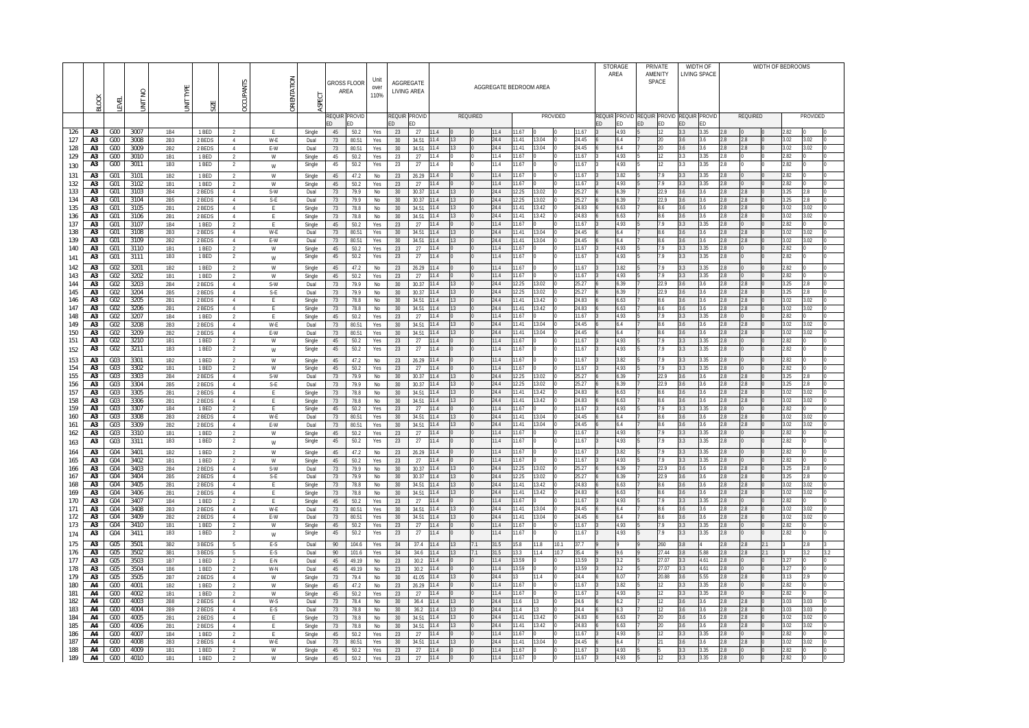| | BLOCK | LEVEL | UNIT NO | UNIT TYPE | SIZE | OCCUPANTS | ORIENTATION | ASPECT | GROSS FLOOR AREA | | Unit over 110% | AGGREGATE LIVING AREA | | AGGREGATE BEDROOM AREA | | | | | | | | STORAGE AREA | | PRIVATE AMENITY SPACE | | WIDTH OF LIVING SPACE | | WIDTH OF BEDROOMS | | | | | |
|---|---|---|---|---|---|---|---|---|---|---|---|---|---|---|---|---|---|---|---|---|---|---|---|---|---|---|---|---|---|---|---|---|---|
| | | | | | | | | | REQUIRED | PROVIDED | | REQUIRED | PROVIDED | REQUIRED | | | | PROVIDED | | | | REQUIRED | PROVIDED | REQUIRED | PROVIDED | REQUIRED | PROVIDED | REQUIRED | | | PROVIDED | | |
| 126 | A3 | G00 | 3007 | 1B4 | 1 BED | 2 | E | Single | 45 | 50.2 | Yes | 23 | 27 | 11.4 | 0 | 0 | 11.4 | 11.67 | 0 | 0 | 11.67 | 3 | 4.93 | 5 | 12 | 3.3 | 3.35 | 2.8 | 0 | 0 | 2.82 | 0 | 0 |
| 127 | A3 | G00 | 3008 | 2B3 | 2 BEDS | 4 | W-E | Dual | 73 | 80.51 | Yes | 30 | 34.51 | 11.4 | 13 | 0 | 24.4 | 11.41 | 13.04 | 0 | 24.45 | 6 | 6.4 | 7 | 20 | 3.6 | 3.6 | 2.8 | 2.8 | 0 | 3.02 | 3.02 | 0 |
| 128 | A3 | G00 | 3009 | 2B2 | 2 BEDS | 4 | E-W | Dual | 73 | 80.51 | Yes | 30 | 34.51 | 11.4 | 13 | 0 | 24.4 | 11.41 | 13.04 | 0 | 24.45 | 6 | 6.4 | 7 | 20 | 3.6 | 3.6 | 2.8 | 2.8 | 0 | 3.02 | 3.02 | 0 |
| 129 | A3 | G00 | 3010 | 1B1 | 1 BED | 2 | W | Single | 45 | 50.2 | Yes | 23 | 27 | 11.4 | 0 | 0 | 11.4 | 11.67 | 0 | 0 | 11.67 | 3 | 4.93 | 5 | 12 | 3.3 | 3.35 | 2.8 | 0 | 0 | 2.82 | 0 | 0 |
| 130 | A3 | G00 | 3011 | 1B3 | 1 BED | 2 | W | Single | 45 | 50.2 | Yes | 23 | 27 | 11.4 | 0 | 0 | 11.4 | 11.67 | 0 | 0 | 11.67 | 3 | 4.93 | 5 | 12 | 3.3 | 3.35 | 2.8 | 0 | 0 | 2.82 | 0 | 0 |
| 131 | A3 | G01 | 3101 | 1B2 | 1 BED | 2 | W | Single | 45 | 47.2 | No | 23 | 26.29 | 11.4 | 0 | 0 | 11.4 | 11.67 | 0 | 0 | 11.67 | 3 | 3.82 | 5 | 7.9 | 3.3 | 3.35 | 2.8 | 0 | 0 | 2.82 | 0 | 0 |
| 132 | A3 | G01 | 3102 | 1B1 | 1 BED | 2 | W | Single | 45 | 50.2 | Yes | 23 | 27 | 11.4 | 0 | 0 | 11.4 | 11.67 | 0 | 0 | 11.67 | 3 | 4.93 | 5 | 7.9 | 3.3 | 3.35 | 2.8 | 0 | 0 | 2.82 | 0 | 0 |
| 133 | A3 | G01 | 3103 | 2B4 | 2 BEDS | 4 | S-W | Dual | 73 | 79.9 | No | 30 | 30.37 | 11.4 | 13 | 0 | 24.4 | 12.25 | 13.02 | 0 | 25.27 | 6 | 6.39 | 7 | 22.9 | 3.6 | 3.6 | 2.8 | 2.8 | 0 | 3.25 | 2.8 | 0 |
| 134 | A3 | G01 | 3104 | 2B5 | 2 BEDS | 4 | S-E | Dual | 73 | 79.9 | No | 30 | 30.37 | 11.4 | 13 | 0 | 24.4 | 12.25 | 13.02 | 0 | 25.27 | 6 | 6.39 | 7 | 22.9 | 3.6 | 3.6 | 2.8 | 2.8 | 0 | 3.25 | 2.8 | 0 |
| 135 | A3 | G01 | 3105 | 2B1 | 2 BEDS | 4 | E | Single | 73 | 78.8 | No | 30 | 34.51 | 11.4 | 13 | 0 | 24.4 | 11.41 | 13.42 | 0 | 24.83 | 6 | 6.63 | 7 | 8.6 | 3.6 | 3.6 | 2.8 | 2.8 | 0 | 3.02 | 3.02 | 0 |
| 136 | A3 | G01 | 3106 | 2B1 | 2 BEDS | 4 | E | Single | 73 | 78.8 | No | 30 | 34.51 | 11.4 | 13 | 0 | 24.4 | 11.41 | 13.42 | 0 | 24.83 | 6 | 6.63 | 7 | 8.6 | 3.6 | 3.6 | 2.8 | 2.8 | 0 | 3.02 | 3.02 | 0 |
| 137 | A3 | G01 | 3107 | 1B4 | 1 BED | 2 | E | Single | 45 | 50.2 | Yes | 23 | 27 | 11.4 | 0 | 0 | 11.4 | 11.67 | 0 | 0 | 11.67 | 3 | 4.93 | 5 | 7.9 | 3.3 | 3.35 | 2.8 | 0 | 0 | 2.82 | 0 | 0 |
| 138 | A3 | G01 | 3108 | 2B3 | 2 BEDS | 4 | W-E | Dual | 73 | 80.51 | Yes | 30 | 34.51 | 11.4 | 13 | 0 | 24.4 | 11.41 | 13.04 | 0 | 24.45 | 6 | 6.4 | 7 | 8.6 | 3.6 | 3.6 | 2.8 | 2.8 | 0 | 3.02 | 3.02 | 0 |
| 139 | A3 | G01 | 3109 | 2B2 | 2 BEDS | 4 | E-W | Dual | 73 | 80.51 | Yes | 30 | 34.51 | 11.4 | 13 | 0 | 24.4 | 11.41 | 13.04 | 0 | 24.45 | 6 | 6.4 | 7 | 8.6 | 3.6 | 3.6 | 2.8 | 2.8 | 0 | 3.02 | 3.02 | 0 |
| 140 | A3 | G01 | 3110 | 1B1 | 1 BED | 2 | W | Single | 45 | 50.2 | Yes | 23 | 27 | 11.4 | 0 | 0 | 11.4 | 11.67 | 0 | 0 | 11.67 | 3 | 4.93 | 5 | 7.9 | 3.3 | 3.35 | 2.8 | 0 | 0 | 2.82 | 0 | 0 |
| 141 | A3 | G01 | 3111 | 1B3 | 1 BED | 2 | W | Single | 45 | 50.2 | Yes | 23 | 27 | 11.4 | 0 | 0 | 11.4 | 11.67 | 0 | 0 | 11.67 | 3 | 4.93 | 5 | 7.9 | 3.3 | 3.35 | 2.8 | 0 | 0 | 2.82 | 0 | 0 |
| 142 | A3 | G02 | 3201 | 1B2 | 1 BED | 2 | W | Single | 45 | 47.2 | No | 23 | 26.29 | 11.4 | 0 | 0 | 11.4 | 11.67 | 0 | 0 | 11.67 | 3 | 3.82 | 5 | 7.9 | 3.3 | 3.35 | 2.8 | 0 | 0 | 2.82 | 0 | 0 |
| 143 | A3 | G02 | 3202 | 1B1 | 1 BED | 2 | W | Single | 45 | 50.2 | Yes | 23 | 27 | 11.4 | 0 | 0 | 11.4 | 11.67 | 0 | 0 | 11.67 | 3 | 4.93 | 5 | 7.9 | 3.3 | 3.35 | 2.8 | 0 | 0 | 2.82 | 0 | 0 |
| 144 | A3 | G02 | 3203 | 2B4 | 2 BEDS | 4 | S-W | Dual | 73 | 79.9 | No | 30 | 30.37 | 11.4 | 13 | 0 | 24.4 | 12.25 | 13.02 | 0 | 25.27 | 6 | 6.39 | 7 | 22.9 | 3.6 | 3.6 | 2.8 | 2.8 | 0 | 3.25 | 2.8 | 0 |
| 145 | A3 | G02 | 3204 | 2B5 | 2 BEDS | 4 | S-E | Dual | 73 | 79.9 | No | 30 | 30.37 | 11.4 | 13 | 0 | 24.4 | 12.25 | 13.02 | 0 | 25.27 | 6 | 6.39 | 7 | 22.9 | 3.6 | 3.6 | 2.8 | 2.8 | 0 | 3.25 | 2.8 | 0 |
| 146 | A3 | G02 | 3205 | 2B1 | 2 BEDS | 4 | E | Single | 73 | 78.8 | No | 30 | 34.51 | 11.4 | 13 | 0 | 24.4 | 11.41 | 13.42 | 0 | 24.83 | 6 | 6.63 | 7 | 8.6 | 3.6 | 3.6 | 2.8 | 2.8 | 0 | 3.02 | 3.02 | 0 |
| 147 | A3 | G02 | 3206 | 2B1 | 2 BEDS | 4 | E | Single | 73 | 78.8 | No | 30 | 34.51 | 11.4 | 13 | 0 | 24.4 | 11.41 | 13.42 | 0 | 24.83 | 6 | 6.63 | 7 | 8.6 | 3.6 | 3.6 | 2.8 | 2.8 | 0 | 3.02 | 3.02 | 0 |
| 148 | A3 | G02 | 3207 | 1B4 | 1 BED | 2 | E | Single | 45 | 50.2 | Yes | 23 | 27 | 11.4 | 0 | 0 | 11.4 | 11.67 | 0 | 0 | 11.67 | 3 | 4.93 | 5 | 7.9 | 3.3 | 3.35 | 2.8 | 0 | 0 | 2.82 | 0 | 0 |
| 149 | A3 | G02 | 3208 | 2B3 | 2 BEDS | 4 | W-E | Dual | 73 | 80.51 | Yes | 30 | 34.51 | 11.4 | 13 | 0 | 24.4 | 11.41 | 13.04 | 0 | 24.45 | 6 | 6.4 | 7 | 8.6 | 3.6 | 3.6 | 2.8 | 2.8 | 0 | 3.02 | 3.02 | 0 |
| 150 | A3 | G02 | 3209 | 2B2 | 2 BEDS | 4 | E-W | Dual | 73 | 80.51 | Yes | 30 | 34.51 | 11.4 | 13 | 0 | 24.4 | 11.41 | 13.04 | 0 | 24.45 | 6 | 6.4 | 7 | 8.6 | 3.6 | 3.6 | 2.8 | 2.8 | 0 | 3.02 | 3.02 | 0 |
| 151 | A3 | G02 | 3210 | 1B1 | 1 BED | 2 | W | Single | 45 | 50.2 | Yes | 23 | 27 | 11.4 | 0 | 0 | 11.4 | 11.67 | 0 | 0 | 11.67 | 3 | 4.93 | 5 | 7.9 | 3.3 | 3.35 | 2.8 | 0 | 0 | 2.82 | 0 | 0 |
| 152 | A3 | G02 | 3211 | 1B3 | 1 BED | 2 | W | Single | 45 | 50.2 | Yes | 23 | 27 | 11.4 | 0 | 0 | 11.4 | 11.67 | 0 | 0 | 11.67 | 3 | 4.93 | 5 | 7.9 | 3.3 | 3.35 | 2.8 | 0 | 0 | 2.82 | 0 | 0 |
| 153 | A3 | G03 | 3301 | 1B2 | 1 BED | 2 | W | Single | 45 | 47.2 | No | 23 | 26.29 | 11.4 | 0 | 0 | 11.4 | 11.67 | 0 | 0 | 11.67 | 3 | 3.82 | 5 | 7.9 | 3.3 | 3.35 | 2.8 | 0 | 0 | 2.82 | 0 | 0 |
| 154 | A3 | G03 | 3302 | 1B1 | 1 BED | 2 | W | Single | 45 | 50.2 | Yes | 23 | 27 | 11.4 | 0 | 0 | 11.4 | 11.67 | 0 | 0 | 11.67 | 3 | 4.93 | 5 | 7.9 | 3.3 | 3.35 | 2.8 | 0 | 0 | 2.82 | 0 | 0 |
| 155 | A3 | G03 | 3303 | 2B4 | 2 BEDS | 4 | S-W | Dual | 73 | 79.9 | No | 30 | 30.37 | 11.4 | 13 | 0 | 24.4 | 12.25 | 13.02 | 0 | 25.27 | 6 | 6.39 | 7 | 22.9 | 3.6 | 3.6 | 2.8 | 2.8 | 0 | 3.25 | 2.8 | 0 |
| 156 | A3 | G03 | 3304 | 2B5 | 2 BEDS | 4 | S-E | Dual | 73 | 79.9 | No | 30 | 30.37 | 11.4 | 13 | 0 | 24.4 | 12.25 | 13.02 | 0 | 25.27 | 6 | 6.39 | 7 | 22.9 | 3.6 | 3.6 | 2.8 | 2.8 | 0 | 3.25 | 2.8 | 0 |
| 157 | A3 | G03 | 3305 | 2B1 | 2 BEDS | 4 | E | Single | 73 | 78.8 | No | 30 | 34.51 | 11.4 | 13 | 0 | 24.4 | 11.41 | 13.42 | 0 | 24.83 | 6 | 6.63 | 7 | 8.6 | 3.6 | 3.6 | 2.8 | 2.8 | 0 | 3.02 | 3.02 | 0 |
| 158 | A3 | G03 | 3306 | 2B1 | 2 BEDS | 4 | E | Single | 73 | 78.8 | No | 30 | 34.51 | 11.4 | 13 | 0 | 24.4 | 11.41 | 13.42 | 0 | 24.83 | 6 | 6.63 | 7 | 8.6 | 3.6 | 3.6 | 2.8 | 2.8 | 0 | 3.02 | 3.02 | 0 |
| 159 | A3 | G03 | 3307 | 1B4 | 1 BED | 2 | E | Single | 45 | 50.2 | Yes | 23 | 27 | 11.4 | 0 | 0 | 11.4 | 11.67 | 0 | 0 | 11.67 | 3 | 4.93 | 5 | 7.9 | 3.3 | 3.35 | 2.8 | 0 | 0 | 2.82 | 0 | 0 |
| 160 | A3 | G03 | 3308 | 2B3 | 2 BEDS | 4 | W-E | Dual | 73 | 80.51 | Yes | 30 | 34.51 | 11.4 | 13 | 0 | 24.4 | 11.41 | 13.04 | 0 | 24.45 | 6 | 6.4 | 7 | 8.6 | 3.6 | 3.6 | 2.8 | 2.8 | 0 | 3.02 | 3.02 | 0 |
| 161 | A3 | G03 | 3309 | 2B2 | 2 BEDS | 4 | E-W | Dual | 73 | 80.51 | Yes | 30 | 34.51 | 11.4 | 13 | 0 | 24.4 | 11.41 | 13.04 | 0 | 24.45 | 6 | 6.4 | 7 | 8.6 | 3.6 | 3.6 | 2.8 | 2.8 | 0 | 3.02 | 3.02 | 0 |
| 162 | A3 | G03 | 3310 | 1B1 | 1 BED | 2 | W | Single | 45 | 50.2 | Yes | 23 | 27 | 11.4 | 0 | 0 | 11.4 | 11.67 | 0 | 0 | 11.67 | 3 | 4.93 | 5 | 7.9 | 3.3 | 3.35 | 2.8 | 0 | 0 | 2.82 | 0 | 0 |
| 163 | A3 | G03 | 3311 | 1B3 | 1 BED | 2 | W | Single | 45 | 50.2 | Yes | 23 | 27 | 11.4 | 0 | 0 | 11.4 | 11.67 | 0 | 0 | 11.67 | 3 | 4.93 | 5 | 7.9 | 3.3 | 3.35 | 2.8 | 0 | 0 | 2.82 | 0 | 0 |
| 164 | A3 | G04 | 3401 | 1B2 | 1 BED | 2 | W | Single | 45 | 47.2 | No | 23 | 26.29 | 11.4 | 0 | 0 | 11.4 | 11.67 | 0 | 0 | 11.67 | 3 | 3.82 | 5 | 7.9 | 3.3 | 3.35 | 2.8 | 0 | 0 | 2.82 | 0 | 0 |
| 165 | A3 | G04 | 3402 | 1B1 | 1 BED | 2 | W | Single | 45 | 50.2 | Yes | 23 | 27 | 11.4 | 0 | 0 | 11.4 | 11.67 | 0 | 0 | 11.67 | 3 | 4.93 | 5 | 7.9 | 3.3 | 3.35 | 2.8 | 0 | 0 | 2.82 | 0 | 0 |
| 166 | A3 | G04 | 3403 | 2B4 | 2 BEDS | 4 | S-W | Dual | 73 | 79.9 | No | 30 | 30.37 | 11.4 | 13 | 0 | 24.4 | 12.25 | 13.02 | 0 | 25.27 | 6 | 6.39 | 7 | 22.9 | 3.6 | 3.6 | 2.8 | 2.8 | 0 | 3.25 | 2.8 | 0 |
| 167 | A3 | G04 | 3404 | 2B5 | 2 BEDS | 4 | S-E | Dual | 73 | 79.9 | No | 30 | 30.37 | 11.4 | 13 | 0 | 24.4 | 12.25 | 13.02 | 0 | 25.27 | 6 | 6.39 | 7 | 22.9 | 3.6 | 3.6 | 2.8 | 2.8 | 0 | 3.25 | 2.8 | 0 |
| 168 | A3 | G04 | 3405 | 2B1 | 2 BEDS | 4 | E | Single | 73 | 78.8 | No | 30 | 34.51 | 11.4 | 13 | 0 | 24.4 | 11.41 | 13.42 | 0 | 24.83 | 6 | 6.63 | 7 | 8.6 | 3.6 | 3.6 | 2.8 | 2.8 | 0 | 3.02 | 3.02 | 0 |
| 169 | A3 | G04 | 3406 | 2B1 | 2 BEDS | 4 | E | Single | 73 | 78.8 | No | 30 | 34.51 | 11.4 | 13 | 0 | 24.4 | 11.41 | 13.42 | 0 | 24.83 | 6 | 6.63 | 7 | 8.6 | 3.6 | 3.6 | 2.8 | 2.8 | 0 | 3.02 | 3.02 | 0 |
| 170 | A3 | G04 | 3407 | 1B4 | 1 BED | 2 | E | Single | 45 | 50.2 | Yes | 23 | 27 | 11.4 | 0 | 0 | 11.4 | 11.67 | 0 | 0 | 11.67 | 3 | 4.93 | 5 | 7.9 | 3.3 | 3.35 | 2.8 | 0 | 0 | 2.82 | 0 | 0 |
| 171 | A3 | G04 | 3408 | 2B3 | 2 BEDS | 4 | W-E | Dual | 73 | 80.51 | Yes | 30 | 34.51 | 11.4 | 13 | 0 | 24.4 | 11.41 | 13.04 | 0 | 24.45 | 6 | 6.4 | 7 | 8.6 | 3.6 | 3.6 | 2.8 | 2.8 | 0 | 3.02 | 3.02 | 0 |
| 172 | A3 | G04 | 3409 | 2B2 | 2 BEDS | 4 | E-W | Dual | 73 | 80.51 | Yes | 30 | 34.51 | 11.4 | 13 | 0 | 24.4 | 11.41 | 13.04 | 0 | 24.45 | 6 | 6.4 | 7 | 8.6 | 3.6 | 3.6 | 2.8 | 2.8 | 0 | 3.02 | 3.02 | 0 |
| 173 | A3 | G04 | 3410 | 1B1 | 1 BED | 2 | W | Single | 45 | 50.2 | Yes | 23 | 27 | 11.4 | 0 | 0 | 11.4 | 11.67 | 0 | 0 | 11.67 | 3 | 4.93 | 5 | 7.9 | 3.3 | 3.35 | 2.8 | 0 | 0 | 2.82 | 0 | 0 |
| 174 | A3 | G04 | 3411 | 1B3 | 1 BED | 2 | W | Single | 45 | 50.2 | Yes | 23 | 27 | 11.4 | 0 | 0 | 11.4 | 11.67 | 0 | 0 | 11.67 | 3 | 4.93 | 5 | 7.9 | 3.3 | 3.35 | 2.8 | 0 | 0 | 2.82 | 0 | 0 |
| 175 | A3 | G05 | 3501 | 3B2 | 3 BEDS | 5 | E-S | Dual | 90 | 104.6 | Yes | 34 | 37.4 | 11.4 | 13 | 7.1 | 31.5 | 15.8 | 11.8 | 10.1 | 37.7 | 9 | 9 | 9 | 260 | 3.8 | 4 | 2.8 | 2.8 | 2.1 | 3 | 2.8 | 3 |
| 176 | A3 | G05 | 3502 | 3B1 | 3 BEDS | 5 | E-S | Dual | 90 | 101.6 | Yes | 34 | 34.6 | 11.4 | 13 | 7.1 | 31.5 | 13.3 | 11.4 | 10.7 | 35.4 | 9 | 9.6 | 9 | 27.44 | 3.8 | 5.88 | 2.8 | 2.8 | 2.1 | 3 | 3.2 | 3.2 |
| 177 | A3 | G05 | 3503 | 1B7 | 1 BED | 2 | E-N | Dual | 45 | 49.19 | No | 23 | 30.2 | 11.4 | 0 | 0 | 11.4 | 13.59 | 0 | 0 | 13.59 | 3 | 3.2 | 5 | 27.07 | 3.3 | 4.61 | 2.8 | 0 | 0 | 3.27 | 0 | 0 |
| 178 | A3 | G05 | 3504 | 1B6 | 1 BED | 2 | W-N | Dual | 45 | 49.19 | No | 23 | 30.2 | 11.4 | 0 | 0 | 11.4 | 13.59 | 0 | 0 | 13.59 | 3 | 3.2 | 5 | 27.07 | 3.3 | 4.61 | 2.8 | 0 | 0 | 3.27 | 0 | 0 |
| 179 | A3 | G05 | 3505 | 2B7 | 2 BEDS | 4 | W | Single | 73 | 79.4 | No | 30 | 41.05 | 11.4 | 13 | 0 | 24.4 | 13 | 11.4 | 0 | 24.4 | 6 | 6.07 | 7 | 20.88 | 3.6 | 5.55 | 2.8 | 2.8 | 0 | 3.13 | 2.9 | 0 |
| 180 | A4 | G00 | 4001 | 1B2 | 1 BED | 2 | W | Single | 45 | 47.2 | No | 23 | 26.29 | 11.4 | 0 | 0 | 11.4 | 11.67 | 0 | 0 | 11.67 | 3 | 3.82 | 5 | 12 | 3.3 | 3.35 | 2.8 | 0 | 0 | 2.82 | 0 | 0 |
| 181 | A4 | G00 | 4002 | 1B1 | 1 BED | 2 | W | Single | 45 | 50.2 | Yes | 23 | 27 | 11.4 | 0 | 0 | 11.4 | 11.67 | 0 | 0 | 11.67 | 3 | 4.93 | 5 | 12 | 3.3 | 3.35 | 2.8 | 0 | 0 | 2.82 | 0 | 0 |
| 182 | A4 | G00 | 4003 | 2B8 | 2 BEDS | 4 | W-S | Dual | 73 | 78.4 | No | 30 | 36.4 | 11.4 | 13 | 0 | 24.4 | 11.6 | 13 | 0 | 24.6 | 6 | 6.2 | 7 | 12 | 3.6 | 3.6 | 2.8 | 2.8 | 0 | 3.03 | 3.03 | 0 |
| 183 | A4 | G00 | 4004 | 2B9 | 2 BEDS | 4 | E-S | Dual | 73 | 78.8 | No | 30 | 36.2 | 11.4 | 13 | 0 | 24.4 | 11.4 | 13 | 0 | 24.4 | 6 | 6.3 | 7 | 12 | 3.6 | 3.6 | 2.8 | 2.8 | 0 | 3.03 | 3.03 | 0 |
| 184 | A4 | G00 | 4005 | 2B1 | 2 BEDS | 4 | E | Single | 73 | 78.8 | No | 30 | 34.51 | 11.4 | 13 | 0 | 24.4 | 11.41 | 13.42 | 0 | 24.83 | 6 | 6.63 | 7 | 20 | 3.6 | 3.6 | 2.8 | 2.8 | 0 | 3.02 | 3.02 | 0 |
| 185 | A4 | G00 | 4006 | 2B1 | 2 BEDS | 4 | E | Single | 73 | 78.8 | No | 30 | 34.51 | 11.4 | 13 | 0 | 24.4 | 11.41 | 13.42 | 0 | 24.83 | 6 | 6.63 | 7 | 20 | 3.6 | 3.6 | 2.8 | 2.8 | 0 | 3.02 | 3.02 | 0 |
| 186 | A4 | G00 | 4007 | 1B4 | 1 BED | 2 | E | Single | 45 | 50.2 | Yes | 23 | 27 | 11.4 | 0 | 0 | 11.4 | 11.67 | 0 | 0 | 11.67 | 3 | 4.93 | 5 | 12 | 3.3 | 3.35 | 2.8 | 0 | 0 | 2.82 | 0 | 0 |
| 187 | A4 | G00 | 4008 | 2B3 | 2 BEDS | 4 | W-E | Dual | 73 | 80.51 | Yes | 30 | 34.51 | 11.4 | 13 | 0 | 24.4 | 11.41 | 13.04 | 0 | 24.45 | 6 | 6.4 | 7 | 21 | 3.6 | 3.6 | 2.8 | 2.8 | 0 | 3.02 | 3.02 | 0 |
| 188 | A4 | G00 | 4009 | 1B1 | 1 BED | 2 | W | Single | 45 | 50.2 | Yes | 23 | 27 | 11.4 | 0 | 0 | 11.4 | 11.67 | 0 | 0 | 11.67 | 3 | 4.93 | 5 | 5 | 3.3 | 3.35 | 2.8 | 0 | 0 | 2.82 | 0 | 0 |
| 189 | A4 | G00 | 4010 | 1B1 | 1 BED | 2 | W | Single | 45 | 50.2 | Yes | 23 | 27 | 11.4 | 0 | 0 | 11.4 | 11.67 | 0 | 0 | 11.67 | 3 | 4.93 | 5 | 12 | 3.3 | 3.35 | 2.8 | 0 | 0 | 2.82 | 0 | 0 |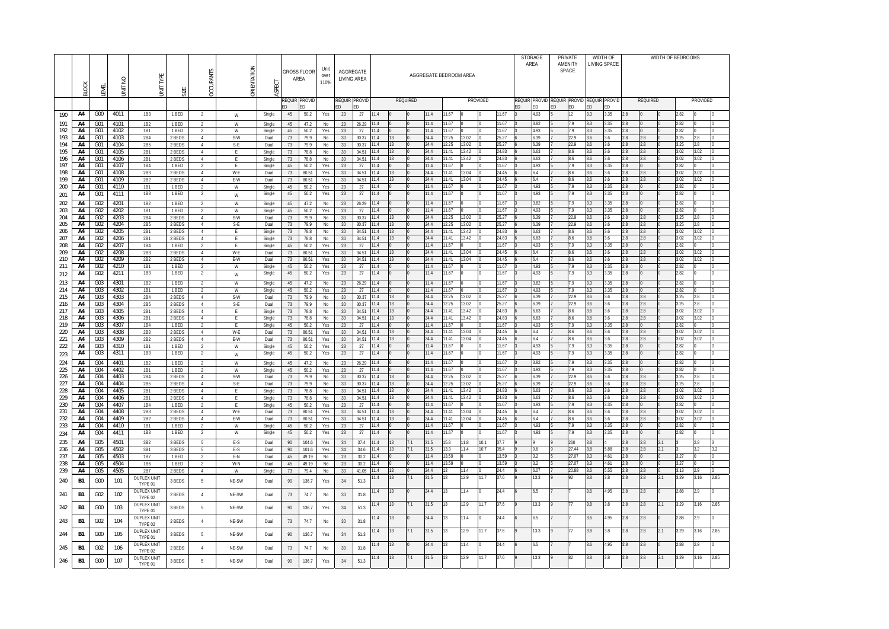| | BLOCK | LEVEL | UNIT NO | UNIT TYPE | SIZE | OCCUPANTS | ORIENTATION | ASPECT | GROSS FLOOR AREA | | Unit over 110% | AGGREGATE LIVING AREA | | AGGREGATE BEDROOM AREA | | | | | | | | STORAGE AREA | | PRIVATE AMENITY SPACE | | WIDTH OF LIVING SPACE | | WIDTH OF BEDROOMS | | | | | |
|---|---|---|---|---|---|---|---|---|---|---|---|---|---|---|---|---|---|---|---|---|---|---|---|---|---|---|---|---|---|---|---|---|---|
| | | | | | | | | | REQUIRED | PROVIDED | | REQUIRED | PROVIDED | REQUIRED | | | | PROVIDED | | | | REQUIRED | PROVIDED | REQUIRED | PROVIDED | REQUIRED | PROVIDED | REQUIRED | | | PROVIDED | | |
| 190 | A4 | G00 | 4011 | 1B3 | 1 BED | 2 | W | Single | 45 | 50.2 | Yes | 23 | 27 | 11.4 | 0 | 0 | 11.4 | 11.67 | 0 | 0 | 11.67 | 3 | 4.93 | 5 | 12 | 3.3 | 3.35 | 2.8 | 0 | 0 | 2.82 | 0 | 0 |
| 191 | A4 | G01 | 4101 | 1B2 | 1 BED | 2 | W | Single | 45 | 47.2 | No | 23 | 26.29 | 11.4 | 0 | 0 | 11.4 | 11.67 | 0 | 0 | 11.67 | 3 | 3.82 | 5 | 7.9 | 3.3 | 3.35 | 2.8 | 0 | 0 | 2.82 | 0 | 0 |
| 192 | A4 | G01 | 4102 | 1B1 | 1 BED | 2 | W | Single | 45 | 50.2 | Yes | 23 | 27 | 11.4 | 0 | 0 | 11.4 | 11.67 | 0 | 0 | 11.67 | 3 | 4.93 | 5 | 7.9 | 3.3 | 3.35 | 2.8 | 0 | 0 | 2.82 | 0 | 0 |
| 193 | A4 | G01 | 4103 | 2B4 | 2 BEDS | 4 | S-W | Dual | 73 | 79.9 | No | 30 | 30.37 | 11.4 | 13 | 0 | 24.4 | 12.25 | 13.02 | 0 | 25.27 | 6 | 6.39 | 7 | 22.9 | 3.6 | 3.6 | 2.8 | 2.8 | 0 | 3.25 | 2.8 | 0 |
| 194 | A4 | G01 | 4104 | 2B5 | 2 BEDS | 4 | S-E | Dual | 73 | 79.9 | No | 30 | 30.37 | 11.4 | 13 | 0 | 24.4 | 12.25 | 13.02 | 0 | 25.27 | 6 | 6.39 | 7 | 22.9 | 3.6 | 3.6 | 2.8 | 2.8 | 0 | 3.25 | 2.8 | 0 |
| 195 | A4 | G01 | 4105 | 2B1 | 2 BEDS | 4 | E | Single | 73 | 78.8 | No | 30 | 34.51 | 11.4 | 13 | 0 | 24.4 | 11.41 | 13.42 | 0 | 24.83 | 6 | 6.63 | 7 | 8.6 | 3.6 | 3.6 | 2.8 | 2.8 | 0 | 3.02 | 3.02 | 0 |
| 196 | A4 | G01 | 4106 | 2B1 | 2 BEDS | 4 | E | Single | 73 | 78.8 | No | 30 | 34.51 | 11.4 | 13 | 0 | 24.4 | 11.41 | 13.42 | 0 | 24.83 | 6 | 6.63 | 7 | 8.6 | 3.6 | 3.6 | 2.8 | 2.8 | 0 | 3.02 | 3.02 | 0 |
| 197 | A4 | G01 | 4107 | 1B4 | 1 BED | 2 | E | Single | 45 | 50.2 | Yes | 23 | 27 | 11.4 | 0 | 0 | 11.4 | 11.67 | 0 | 0 | 11.67 | 3 | 4.93 | 5 | 7.9 | 3.3 | 3.35 | 2.8 | 0 | 0 | 2.82 | 0 | 0 |
| 198 | A4 | G01 | 4108 | 2B3 | 2 BEDS | 4 | W-E | Dual | 73 | 80.51 | Yes | 30 | 34.51 | 11.4 | 13 | 0 | 24.4 | 11.41 | 13.04 | 0 | 24.45 | 6 | 6.4 | 7 | 8.6 | 3.6 | 3.6 | 2.8 | 2.8 | 0 | 3.02 | 3.02 | 0 |
| 199 | A4 | G01 | 4109 | 2B2 | 2 BEDS | 4 | E-W | Dual | 73 | 80.51 | Yes | 30 | 34.51 | 11.4 | 13 | 0 | 24.4 | 11.41 | 13.04 | 0 | 24.45 | 6 | 6.4 | 7 | 8.6 | 3.6 | 3.6 | 2.8 | 2.8 | 0 | 3.02 | 3.02 | 0 |
| 200 | A4 | G01 | 4110 | 1B1 | 1 BED | 2 | W | Single | 45 | 50.2 | Yes | 23 | 27 | 11.4 | 0 | 0 | 11.4 | 11.67 | 0 | 0 | 11.67 | 3 | 4.93 | 5 | 7.9 | 3.3 | 3.35 | 2.8 | 0 | 0 | 2.82 | 0 | 0 |
| 201 | A4 | G01 | 4111 | 1B3 | 1 BED | 2 | W | Single | 45 | 50.2 | Yes | 23 | 27 | 11.4 | 0 | 0 | 11.4 | 11.67 | 0 | 0 | 11.67 | 3 | 4.93 | 5 | 7.9 | 3.3 | 3.35 | 2.8 | 0 | 0 | 2.82 | 0 | 0 |
| 202 | A4 | G02 | 4201 | 1B2 | 1 BED | 2 | W | Single | 45 | 47.2 | No | 23 | 26.29 | 11.4 | 0 | 0 | 11.4 | 11.67 | 0 | 0 | 11.67 | 3 | 3.82 | 5 | 7.9 | 3.3 | 3.35 | 2.8 | 0 | 0 | 2.82 | 0 | 0 |
| 203 | A4 | G02 | 4202 | 1B1 | 1 BED | 2 | W | Single | 45 | 50.2 | Yes | 23 | 27 | 11.4 | 0 | 0 | 11.4 | 11.67 | 0 | 0 | 11.67 | 3 | 4.93 | 5 | 7.9 | 3.3 | 3.35 | 2.8 | 0 | 0 | 2.82 | 0 | 0 |
| 204 | A4 | G02 | 4203 | 2B4 | 2 BEDS | 4 | S-W | Dual | 73 | 79.9 | No | 30 | 30.37 | 11.4 | 13 | 0 | 24.4 | 12.25 | 13.02 | 0 | 25.27 | 6 | 6.39 | 7 | 22.9 | 3.6 | 3.6 | 2.8 | 2.8 | 0 | 3.25 | 2.8 | 0 |
| 205 | A4 | G02 | 4204 | 2B5 | 2 BEDS | 4 | S-E | Dual | 73 | 79.9 | No | 30 | 30.37 | 11.4 | 13 | 0 | 24.4 | 12.25 | 13.02 | 0 | 25.27 | 6 | 6.39 | 7 | 22.9 | 3.6 | 3.6 | 2.8 | 2.8 | 0 | 3.25 | 2.8 | 0 |
| 206 | A4 | G02 | 4205 | 2B1 | 2 BEDS | 4 | E | Single | 73 | 78.8 | No | 30 | 34.51 | 11.4 | 13 | 0 | 24.4 | 11.41 | 13.42 | 0 | 24.83 | 6 | 6.63 | 7 | 8.6 | 3.6 | 3.6 | 2.8 | 2.8 | 0 | 3.02 | 3.02 | 0 |
| 207 | A4 | G02 | 4206 | 2B1 | 2 BEDS | 4 | E | Single | 73 | 78.8 | No | 30 | 34.51 | 11.4 | 13 | 0 | 24.4 | 11.41 | 13.42 | 0 | 24.83 | 6 | 6.63 | 7 | 8.6 | 3.6 | 3.6 | 2.8 | 2.8 | 0 | 3.02 | 3.02 | 0 |
| 208 | A4 | G02 | 4207 | 1B4 | 1 BED | 2 | E | Single | 45 | 50.2 | Yes | 23 | 27 | 11.4 | 0 | 0 | 11.4 | 11.67 | 0 | 0 | 11.67 | 3 | 4.93 | 5 | 7.9 | 3.3 | 3.35 | 2.8 | 0 | 0 | 2.82 | 0 | 0 |
| 209 | A4 | G02 | 4208 | 2B3 | 2 BEDS | 4 | W-E | Dual | 73 | 80.51 | Yes | 30 | 34.51 | 11.4 | 13 | 0 | 24.4 | 11.41 | 13.04 | 0 | 24.45 | 6 | 6.4 | 7 | 8.6 | 3.6 | 3.6 | 2.8 | 2.8 | 0 | 3.02 | 3.02 | 0 |
| 210 | A4 | G02 | 4209 | 2B2 | 2 BEDS | 4 | E-W | Dual | 73 | 80.51 | Yes | 30 | 34.51 | 11.4 | 13 | 0 | 24.4 | 11.41 | 13.04 | 0 | 24.45 | 6 | 6.4 | 7 | 8.6 | 3.6 | 3.6 | 2.8 | 2.8 | 0 | 3.02 | 3.02 | 0 |
| 211 | A4 | G02 | 4210 | 1B1 | 1 BED | 2 | W | Single | 45 | 50.2 | Yes | 23 | 27 | 11.4 | 0 | 0 | 11.4 | 11.67 | 0 | 0 | 11.67 | 3 | 4.93 | 5 | 7.9 | 3.3 | 3.35 | 2.8 | 0 | 0 | 2.82 | 0 | 0 |
| 212 | A4 | G02 | 4211 | 1B3 | 1 BED | 2 | W | Single | 45 | 50.2 | Yes | 23 | 27 | 11.4 | 0 | 0 | 11.4 | 11.67 | 0 | 0 | 11.67 | 3 | 4.93 | 5 | 7.9 | 3.3 | 3.35 | 2.8 | 0 | 0 | 2.82 | 0 | 0 |
| 213 | A4 | G03 | 4301 | 1B2 | 1 BED | 2 | W | Single | 45 | 47.2 | No | 23 | 26.29 | 11.4 | 0 | 0 | 11.4 | 11.67 | 0 | 0 | 11.67 | 3 | 3.82 | 5 | 7.9 | 3.3 | 3.35 | 2.8 | 0 | 0 | 2.82 | 0 | 0 |
| 214 | A4 | G03 | 4302 | 1B1 | 1 BED | 2 | W | Single | 45 | 50.2 | Yes | 23 | 27 | 11.4 | 0 | 0 | 11.4 | 11.67 | 0 | 0 | 11.67 | 3 | 4.93 | 5 | 7.9 | 3.3 | 3.35 | 2.8 | 0 | 0 | 2.82 | 0 | 0 |
| 215 | A4 | G03 | 4303 | 2B4 | 2 BEDS | 4 | S-W | Dual | 73 | 79.9 | No | 30 | 30.37 | 11.4 | 13 | 0 | 24.4 | 12.25 | 13.02 | 0 | 25.27 | 6 | 6.39 | 7 | 22.9 | 3.6 | 3.6 | 2.8 | 2.8 | 0 | 3.25 | 2.8 | 0 |
| 216 | A4 | G03 | 4304 | 2B5 | 2 BEDS | 4 | S-E | Dual | 73 | 79.9 | No | 30 | 30.37 | 11.4 | 13 | 0 | 24.4 | 12.25 | 13.02 | 0 | 25.27 | 6 | 6.39 | 7 | 22.9 | 3.6 | 3.6 | 2.8 | 2.8 | 0 | 3.25 | 2.8 | 0 |
| 217 | A4 | G03 | 4305 | 2B1 | 2 BEDS | 4 | E | Single | 73 | 78.8 | No | 30 | 34.51 | 11.4 | 13 | 0 | 24.4 | 11.41 | 13.42 | 0 | 24.83 | 6 | 6.63 | 7 | 8.6 | 3.6 | 3.6 | 2.8 | 2.8 | 0 | 3.02 | 3.02 | 0 |
| 218 | A4 | G03 | 4306 | 2B1 | 2 BEDS | 4 | E | Single | 73 | 78.8 | No | 30 | 34.51 | 11.4 | 13 | 0 | 24.4 | 11.41 | 13.42 | 0 | 24.83 | 6 | 6.63 | 7 | 8.6 | 3.6 | 3.6 | 2.8 | 2.8 | 0 | 3.02 | 3.02 | 0 |
| 219 | A4 | G03 | 4307 | 1B4 | 1 BED | 2 | E | Single | 45 | 50.2 | Yes | 23 | 27 | 11.4 | 0 | 0 | 11.4 | 11.67 | 0 | 0 | 11.67 | 3 | 4.93 | 5 | 7.9 | 3.3 | 3.35 | 2.8 | 0 | 0 | 2.82 | 0 | 0 |
| 220 | A4 | G03 | 4308 | 2B3 | 2 BEDS | 4 | W-E | Dual | 73 | 80.51 | Yes | 30 | 34.51 | 11.4 | 13 | 0 | 24.4 | 11.41 | 13.04 | 0 | 24.45 | 6 | 6.4 | 7 | 8.6 | 3.6 | 3.6 | 2.8 | 2.8 | 0 | 3.02 | 3.02 | 0 |
| 221 | A4 | G03 | 4309 | 2B2 | 2 BEDS | 4 | E-W | Dual | 73 | 80.51 | Yes | 30 | 34.51 | 11.4 | 13 | 0 | 24.4 | 11.41 | 13.04 | 0 | 24.45 | 6 | 6.4 | 7 | 8.6 | 3.6 | 3.6 | 2.8 | 2.8 | 0 | 3.02 | 3.02 | 0 |
| 222 | A4 | G03 | 4310 | 1B1 | 1 BED | 2 | W | Single | 45 | 50.2 | Yes | 23 | 27 | 11.4 | 0 | 0 | 11.4 | 11.67 | 0 | 0 | 11.67 | 3 | 4.93 | 5 | 7.9 | 3.3 | 3.35 | 2.8 | 0 | 0 | 2.82 | 0 | 0 |
| 223 | A4 | G03 | 4311 | 1B3 | 1 BED | 2 | W | Single | 45 | 50.2 | Yes | 23 | 27 | 11.4 | 0 | 0 | 11.4 | 11.67 | 0 | 0 | 11.67 | 3 | 4.93 | 5 | 7.9 | 3.3 | 3.35 | 2.8 | 0 | 0 | 2.82 | 0 | 0 |
| 224 | A4 | G04 | 4401 | 1B2 | 1 BED | 2 | W | Single | 45 | 47.2 | No | 23 | 26.29 | 11.4 | 0 | 0 | 11.4 | 11.67 | 0 | 0 | 11.67 | 3 | 3.82 | 5 | 7.9 | 3.3 | 3.35 | 2.8 | 0 | 0 | 2.82 | 0 | 0 |
| 225 | A4 | G04 | 4402 | 1B1 | 1 BED | 2 | W | Single | 45 | 50.2 | Yes | 23 | 27 | 11.4 | 0 | 0 | 11.4 | 11.67 | 0 | 0 | 11.67 | 3 | 4.93 | 5 | 7.9 | 3.3 | 3.35 | 2.8 | 0 | 0 | 2.82 | 0 | 0 |
| 226 | A4 | G04 | 4403 | 2B4 | 2 BEDS | 4 | S-W | Dual | 73 | 79.9 | No | 30 | 30.37 | 11.4 | 13 | 0 | 24.4 | 12.25 | 13.02 | 0 | 25.27 | 6 | 6.39 | 7 | 22.9 | 3.6 | 3.6 | 2.8 | 2.8 | 0 | 3.25 | 2.8 | 0 |
| 227 | A4 | G04 | 4404 | 2B5 | 2 BEDS | 4 | S-E | Dual | 73 | 79.9 | No | 30 | 30.37 | 11.4 | 13 | 0 | 24.4 | 12.25 | 13.02 | 0 | 25.27 | 6 | 6.39 | 7 | 22.9 | 3.6 | 3.6 | 2.8 | 2.8 | 0 | 3.25 | 2.8 | 0 |
| 228 | A4 | G04 | 4405 | 2B1 | 2 BEDS | 4 | E | Single | 73 | 78.8 | No | 30 | 34.51 | 11.4 | 13 | 0 | 24.4 | 11.41 | 13.42 | 0 | 24.83 | 6 | 6.63 | 7 | 8.6 | 3.6 | 3.6 | 2.8 | 2.8 | 0 | 3.02 | 3.02 | 0 |
| 229 | A4 | G04 | 4406 | 2B1 | 2 BEDS | 4 | E | Single | 73 | 78.8 | No | 30 | 34.51 | 11.4 | 13 | 0 | 24.4 | 11.41 | 13.42 | 0 | 24.83 | 6 | 6.63 | 7 | 8.6 | 3.6 | 3.6 | 2.8 | 2.8 | 0 | 3.02 | 3.02 | 0 |
| 230 | A4 | G04 | 4407 | 1B4 | 1 BED | 2 | E | Single | 45 | 50.2 | Yes | 23 | 27 | 11.4 | 0 | 0 | 11.4 | 11.67 | 0 | 0 | 11.67 | 3 | 4.93 | 5 | 7.9 | 3.3 | 3.35 | 2.8 | 0 | 0 | 2.82 | 0 | 0 |
| 231 | A4 | G04 | 4408 | 2B3 | 2 BEDS | 4 | W-E | Dual | 73 | 80.51 | Yes | 30 | 34.51 | 11.4 | 13 | 0 | 24.4 | 11.41 | 13.04 | 0 | 24.45 | 6 | 6.4 | 7 | 8.6 | 3.6 | 3.6 | 2.8 | 2.8 | 0 | 3.02 | 3.02 | 0 |
| 232 | A4 | G04 | 4409 | 2B2 | 2 BEDS | 4 | E-W | Dual | 73 | 80.51 | Yes | 30 | 34.51 | 11.4 | 13 | 0 | 24.4 | 11.41 | 13.04 | 0 | 24.45 | 6 | 6.4 | 7 | 8.6 | 3.6 | 3.6 | 2.8 | 2.8 | 0 | 3.02 | 3.02 | 0 |
| 233 | A4 | G04 | 4410 | 1B1 | 1 BED | 2 | W | Single | 45 | 50.2 | Yes | 23 | 27 | 11.4 | 0 | 0 | 11.4 | 11.67 | 0 | 0 | 11.67 | 3 | 4.93 | 5 | 7.9 | 3.3 | 3.35 | 2.8 | 0 | 0 | 2.82 | 0 | 0 |
| 234 | A4 | G04 | 4411 | 1B3 | 1 BED | 2 | W | Single | 45 | 50.2 | Yes | 23 | 27 | 11.4 | 0 | 0 | 11.4 | 11.67 | 0 | 0 | 11.67 | 3 | 4.93 | 5 | 7.9 | 3.3 | 3.35 | 2.8 | 0 | 0 | 2.82 | 0 | 0 |
| 235 | A4 | G05 | 4501 | 3B2 | 3 BEDS | 5 | E-S | Dual | 90 | 104.6 | Yes | 34 | 37.4 | 11.4 | 13 | 7.1 | 31.5 | 15.8 | 11.8 | 10.1 | 37.7 | 9 | 9 | 9 | 260 | 3.8 | 4 | 2.8 | 2.8 | 2.1 | 3 | 2.8 | 3 |
| 236 | A4 | G05 | 4502 | 3B1 | 3 BEDS | 5 | E-S | Dual | 90 | 101.6 | Yes | 34 | 34.6 | 11.4 | 13 | 7.1 | 31.5 | 13.3 | 11.4 | 10.7 | 35.4 | 9 | 9.6 | 9 | 27.44 | 3.8 | 5.88 | 2.8 | 2.8 | 2.1 | 3 | 3.2 | 3.2 |
| 237 | A4 | G05 | 4503 | 1B7 | 1 BED | 2 | E-N | Dual | 45 | 49.19 | No | 23 | 30.2 | 11.4 | 0 | 0 | 11.4 | 13.59 | 0 | 0 | 13.59 | 3 | 3.2 | 5 | 27.07 | 3.3 | 4.61 | 2.8 | 0 | 0 | 3.27 | 0 | 0 |
| 238 | A4 | G05 | 4504 | 1B6 | 1 BED | 2 | W-N | Dual | 45 | 49.19 | No | 23 | 30.2 | 11.4 | 0 | 0 | 11.4 | 13.59 | 0 | 0 | 13.59 | 3 | 3.2 | 5 | 27.07 | 3.3 | 4.61 | 2.8 | 0 | 0 | 3.27 | 0 | 0 |
| 239 | A4 | G05 | 4505 | 2B7 | 2 BEDS | 4 | W | Single | 73 | 78.4 | No | 30 | 41.05 | 11.4 | 13 | 0 | 24.4 | 13 | 11.4 | 0 | 24.4 | 6 | 6.07 | 7 | 20.88 | 3.6 | 5.55 | 2.8 | 2.8 | 0 | 3.13 | 2.9 | 0 |
| 240 | B1 | G00 | 101 | DUPLEX UNIT TYPE 01 | 3 BEDS | 5 | NE-SW | Dual | 90 | 136.7 | Yes | 34 | 51.3 | 11.4 | 13 | 7.1 | 31.5 | 13 | 12.9 | 11.7 | 37.6 | 9 | 13.3 | 9 | 92 | 3.8 | 3.8 | 2.8 | 2.8 | 2.1 | 3.29 | 3.16 | 2.85 |
| 241 | B1 | G02 | 102 | DUPLEX UNIT TYPE 02 | 2 BEDS | 4 | NE-SW | Dual | 73 | 74.7 | No | 30 | 31.8 | 11.4 | 13 | 0 | 24.4 | 13 | 11.4 | 0 | 24.4 | 6 | 6.5 | 7 | 7 | 3.6 | 4.95 | 2.8 | 2.8 | 0 | 2.88 | 2.9 | 0 |
| 242 | B1 | G00 | 103 | DUPLEX UNIT TYPE 01 | 3 BEDS | 5 | NE-SW | Dual | 90 | 136.7 | Yes | 34 | 51.3 | 11.4 | 13 | 7.1 | 31.5 | 13 | 12.9 | 11.7 | 37.6 | 9 | 13.3 | 9 | 77 | 3.8 | 3.8 | 2.8 | 2.8 | 2.1 | 3.29 | 3.16 | 2.85 |
| 243 | B1 | G02 | 104 | DUPLEX UNIT TYPE 02 | 2 BEDS | 4 | NE-SW | Dual | 73 | 74.7 | No | 30 | 31.8 | 11.4 | 13 | 0 | 24.4 | 13 | 11.4 | 0 | 24.4 | 6 | 6.5 | 7 | 7 | 3.6 | 4.95 | 2.8 | 2.8 | 0 | 2.88 | 2.9 | 0 |
| 244 | B1 | G00 | 105 | DUPLEX UNIT TYPE 01 | 3 BEDS | 5 | NE-SW | Dual | 90 | 136.7 | Yes | 34 | 51.3 | 11.4 | 13 | 7.1 | 31.5 | 13 | 12.9 | 11.7 | 37.6 | 9 | 13.3 | 9 | 77 | 3.8 | 3.8 | 2.8 | 2.8 | 2.1 | 3.29 | 3.16 | 2.85 |
| 245 | B1 | G02 | 106 | DUPLEX UNIT TYPE 02 | 2 BEDS | 4 | NE-SW | Dual | 73 | 74.7 | No | 30 | 31.8 | 11.4 | 13 | 0 | 24.4 | 13 | 11.4 | 0 | 24.4 | 6 | 6.5 | 7 | 7 | 3.6 | 4.95 | 2.8 | 2.8 | 0 | 2.88 | 2.9 | 0 |
| 246 | B1 | G00 | 107 | DUPLEX UNIT TYPE 01 | 3 BEDS | 5 | NE-SW | Dual | 90 | 136.7 | Yes | 34 | 51.3 | 11.4 | 13 | 7.1 | 31.5 | 13 | 12.9 | 11.7 | 37.6 | 9 | 13.3 | 9 | 82 | 3.8 | 3.8 | 2.8 | 2.8 | 2.1 | 3.29 | 3.16 | 2.85 |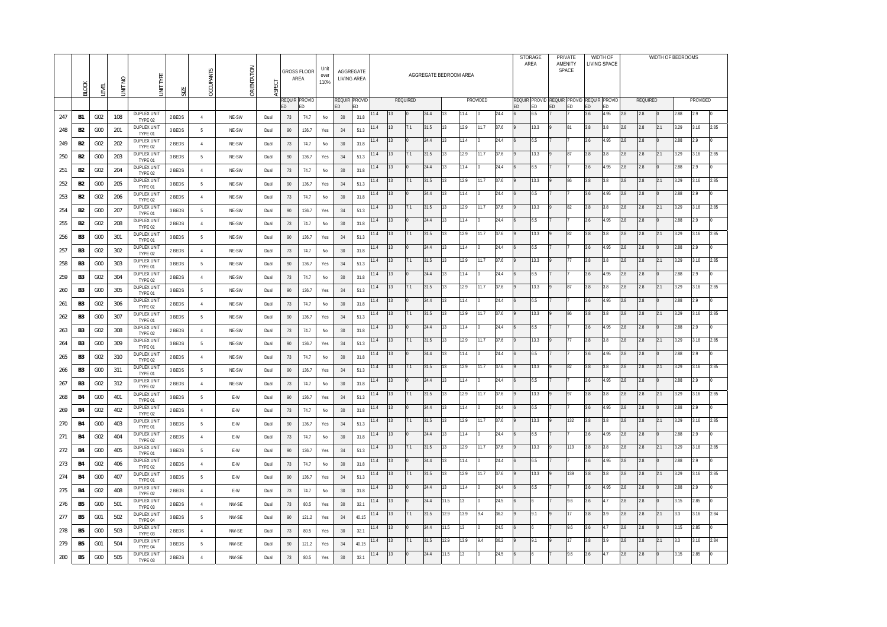| | BLOCK | LEVEL | UNIT NO | UNIT TYPE | SIZE | OCCUPANTS | ORIENTATION | ASPECT | GROSS FLOOR AREA | | Unit over 110% | AGGREGATE LIVING AREA | | AGGREGATE BEDROOM AREA | | | | | | | | STORAGE AREA | | PRIVATE AMENITY SPACE | | WIDTH OF LIVING SPACE | | WIDTH OF BEDROOMS | | | | | |
|---|---|---|---|---|---|---|---|---|---|---|---|---|---|---|---|---|---|---|---|---|---|---|---|---|---|---|---|---|---|---|---|---|---|
| | | | | | | | | | REQUIRED | PROVIDED | | REQUIRED | PROVIDED | REQUIRED | | | | PROVIDED | | | | REQUIRED | PROVIDED | REQUIRED | PROVIDED | REQUIRED | PROVIDED | REQUIRED | | | PROVIDED | | |
| 247 | B1 | G02 | 108 | DUPLEX UNIT TYPE 02 | 2 BEDS | 4 | NE-SW | Dual | 73 | 74.7 | No | 30 | 31.8 | 11.4 | 13 | 0 | 24.4 | 13 | 11.4 | 0 | 24.4 | 6 | 6.5 | 7 | 7 | 3.6 | 4.95 | 2.8 | 2.8 | 0 | 2.88 | 2.9 | 0 |
| 248 | B2 | G00 | 201 | DUPLEX UNIT TYPE 01 | 3 BEDS | 5 | NE-SW | Dual | 90 | 136.7 | Yes | 34 | 51.3 | 11.4 | 13 | 7.1 | 31.5 | 13 | 12.9 | 11.7 | 37.6 | 9 | 13.3 | 9 | 81 | 3.8 | 3.8 | 2.8 | 2.8 | 2.1 | 3.29 | 3.16 | 2.85 |
| 249 | B2 | G02 | 202 | DUPLEX UNIT TYPE 02 | 2 BEDS | 4 | NE-SW | Dual | 73 | 74.7 | No | 30 | 31.8 | 11.4 | 13 | 0 | 24.4 | 13 | 11.4 | 0 | 24.4 | 6 | 6.5 | 7 | 7 | 3.6 | 4.95 | 2.8 | 2.8 | 0 | 2.88 | 2.9 | 0 |
| 250 | B2 | G00 | 203 | DUPLEX UNIT TYPE 01 | 3 BEDS | 5 | NE-SW | Dual | 90 | 136.7 | Yes | 34 | 51.3 | 11.4 | 13 | 7.1 | 31.5 | 13 | 12.9 | 11.7 | 37.6 | 9 | 13.3 | 9 | 87 | 3.8 | 3.8 | 2.8 | 2.8 | 2.1 | 3.29 | 3.16 | 2.85 |
| 251 | B2 | G02 | 204 | DUPLEX UNIT TYPE 02 | 2 BEDS | 4 | NE-SW | Dual | 73 | 74.7 | No | 30 | 31.8 | 11.4 | 13 | 0 | 24.4 | 13 | 11.4 | 0 | 24.4 | 6 | 6.5 | 7 | 7 | 3.6 | 4.95 | 2.8 | 2.8 | 0 | 2.88 | 2.9 | 0 |
| 252 | B2 | G00 | 205 | DUPLEX UNIT TYPE 01 | 3 BEDS | 5 | NE-SW | Dual | 90 | 136.7 | Yes | 34 | 51.3 | 11.4 | 13 | 7.1 | 31.5 | 13 | 12.9 | 11.7 | 37.6 | 9 | 13.3 | 9 | 86 | 3.8 | 3.8 | 2.8 | 2.8 | 2.1 | 3.29 | 3.16 | 2.85 |
| 253 | B2 | G02 | 206 | DUPLEX UNIT TYPE 02 | 2 BEDS | 4 | NE-SW | Dual | 73 | 74.7 | No | 30 | 31.8 | 11.4 | 13 | 0 | 24.4 | 13 | 11.4 | 0 | 24.4 | 6 | 6.5 | 7 | 7 | 3.6 | 4.95 | 2.8 | 2.8 | 0 | 2.88 | 2.9 | 0 |
| 254 | B2 | G00 | 207 | DUPLEX UNIT TYPE 01 | 3 BEDS | 5 | NE-SW | Dual | 90 | 136.7 | Yes | 34 | 51.3 | 11.4 | 13 | 7.1 | 31.5 | 13 | 12.9 | 11.7 | 37.6 | 9 | 13.3 | 9 | 82 | 3.8 | 3.8 | 2.8 | 2.8 | 2.1 | 3.29 | 3.16 | 2.85 |
| 255 | B2 | G02 | 208 | DUPLEX UNIT TYPE 02 | 2 BEDS | 4 | NE-SW | Dual | 73 | 74.7 | No | 30 | 31.8 | 11.4 | 13 | 0 | 24.4 | 13 | 11.4 | 0 | 24.4 | 6 | 6.5 | 7 | 7 | 3.6 | 4.95 | 2.8 | 2.8 | 0 | 2.88 | 2.9 | 0 |
| 256 | B3 | G00 | 301 | DUPLEX UNIT TYPE 01 | 3 BEDS | 5 | NE-SW | Dual | 90 | 136.7 | Yes | 34 | 51.3 | 11.4 | 13 | 7.1 | 31.5 | 13 | 12.9 | 11.7 | 37.6 | 9 | 13.3 | 9 | 82 | 3.8 | 3.8 | 2.8 | 2.8 | 2.1 | 3.29 | 3.16 | 2.85 |
| 257 | B3 | G02 | 302 | DUPLEX UNIT TYPE 02 | 2 BEDS | 4 | NE-SW | Dual | 73 | 74.7 | No | 30 | 31.8 | 11.4 | 13 | 0 | 24.4 | 13 | 11.4 | 0 | 24.4 | 6 | 6.5 | 7 | 7 | 3.6 | 4.95 | 2.8 | 2.8 | 0 | 2.88 | 2.9 | 0 |
| 258 | B3 | G00 | 303 | DUPLEX UNIT TYPE 01 | 3 BEDS | 5 | NE-SW | Dual | 90 | 136.7 | Yes | 34 | 51.3 | 11.4 | 13 | 7.1 | 31.5 | 13 | 12.9 | 11.7 | 37.6 | 9 | 13.3 | 9 | 77 | 3.8 | 3.8 | 2.8 | 2.8 | 2.1 | 3.29 | 3.16 | 2.85 |
| 259 | B3 | G02 | 304 | DUPLEX UNIT TYPE 02 | 2 BEDS | 4 | NE-SW | Dual | 73 | 74.7 | No | 30 | 31.8 | 11.4 | 13 | 0 | 24.4 | 13 | 11.4 | 0 | 24.4 | 6 | 6.5 | 7 | 7 | 3.6 | 4.95 | 2.8 | 2.8 | 0 | 2.88 | 2.9 | 0 |
| 260 | B3 | G00 | 305 | DUPLEX UNIT TYPE 01 | 3 BEDS | 5 | NE-SW | Dual | 90 | 136.7 | Yes | 34 | 51.3 | 11.4 | 13 | 7.1 | 31.5 | 13 | 12.9 | 11.7 | 37.6 | 9 | 13.3 | 9 | 87 | 3.8 | 3.8 | 2.8 | 2.8 | 2.1 | 3.29 | 3.16 | 2.85 |
| 261 | B3 | G02 | 306 | DUPLEX UNIT TYPE 02 | 2 BEDS | 4 | NE-SW | Dual | 73 | 74.7 | No | 30 | 31.8 | 11.4 | 13 | 0 | 24.4 | 13 | 11.4 | 0 | 24.4 | 6 | 6.5 | 7 | 7 | 3.6 | 4.95 | 2.8 | 2.8 | 0 | 2.88 | 2.9 | 0 |
| 262 | B3 | G00 | 307 | DUPLEX UNIT TYPE 01 | 3 BEDS | 5 | NE-SW | Dual | 90 | 136.7 | Yes | 34 | 51.3 | 11.4 | 13 | 7.1 | 31.5 | 13 | 12.9 | 11.7 | 37.6 | 9 | 13.3 | 9 | 86 | 3.8 | 3.8 | 2.8 | 2.8 | 2.1 | 3.29 | 3.16 | 2.85 |
| 263 | B3 | G02 | 308 | DUPLEX UNIT TYPE 02 | 2 BEDS | 4 | NE-SW | Dual | 73 | 74.7 | No | 30 | 31.8 | 11.4 | 13 | 0 | 24.4 | 13 | 11.4 | 0 | 24.4 | 6 | 6.5 | 7 | 7 | 3.6 | 4.95 | 2.8 | 2.8 | 0 | 2.88 | 2.9 | 0 |
| 264 | B3 | G00 | 309 | DUPLEX UNIT TYPE 01 | 3 BEDS | 5 | NE-SW | Dual | 90 | 136.7 | Yes | 34 | 51.3 | 11.4 | 13 | 7.1 | 31.5 | 13 | 12.9 | 11.7 | 37.6 | 9 | 13.3 | 9 | 77 | 3.8 | 3.8 | 2.8 | 2.8 | 2.1 | 3.29 | 3.16 | 2.85 |
| 265 | B3 | G02 | 310 | DUPLEX UNIT TYPE 02 | 2 BEDS | 4 | NE-SW | Dual | 73 | 74.7 | No | 30 | 31.8 | 11.4 | 13 | 0 | 24.4 | 13 | 11.4 | 0 | 24.4 | 6 | 6.5 | 7 | 7 | 3.6 | 4.95 | 2.8 | 2.8 | 0 | 2.88 | 2.9 | 0 |
| 266 | B3 | G00 | 311 | DUPLEX UNIT TYPE 01 | 3 BEDS | 5 | NE-SW | Dual | 90 | 136.7 | Yes | 34 | 51.3 | 11.4 | 13 | 7.1 | 31.5 | 13 | 12.9 | 11.7 | 37.6 | 9 | 13.3 | 9 | 82 | 3.8 | 3.8 | 2.8 | 2.8 | 2.1 | 3.29 | 3.16 | 2.85 |
| 267 | B3 | G02 | 312 | DUPLEX UNIT TYPE 02 | 2 BEDS | 4 | NE-SW | Dual | 73 | 74.7 | No | 30 | 31.8 | 11.4 | 13 | 0 | 24.4 | 13 | 11.4 | 0 | 24.4 | 6 | 6.5 | 7 | 7 | 3.6 | 4.95 | 2.8 | 2.8 | 0 | 2.88 | 2.9 | 0 |
| 268 | B4 | G00 | 401 | DUPLEX UNIT TYPE 01 | 3 BEDS | 5 | E-W | Dual | 90 | 136.7 | Yes | 34 | 51.3 | 11.4 | 13 | 7.1 | 31.5 | 13 | 12.9 | 11.7 | 37.6 | 9 | 13.3 | 9 | 97 | 3.8 | 3.8 | 2.8 | 2.8 | 2.1 | 3.29 | 3.16 | 2.85 |
| 269 | B4 | G02 | 402 | DUPLEX UNIT TYPE 02 | 2 BEDS | 4 | E-W | Dual | 73 | 74.7 | No | 30 | 31.8 | 11.4 | 13 | 0 | 24.4 | 13 | 11.4 | 0 | 24.4 | 6 | 6.5 | 7 | 7 | 3.6 | 4.95 | 2.8 | 2.8 | 0 | 2.88 | 2.9 | 0 |
| 270 | B4 | G00 | 403 | DUPLEX UNIT TYPE 01 | 3 BEDS | 5 | E-W | Dual | 90 | 136.7 | Yes | 34 | 51.3 | 11.4 | 13 | 7.1 | 31.5 | 13 | 12.9 | 11.7 | 37.6 | 9 | 13.3 | 9 | 132 | 3.8 | 3.8 | 2.8 | 2.8 | 2.1 | 3.29 | 3.16 | 2.85 |
| 271 | B4 | G02 | 404 | DUPLEX UNIT TYPE 02 | 2 BEDS | 4 | E-W | Dual | 73 | 74.7 | No | 30 | 31.8 | 11.4 | 13 | 0 | 24.4 | 13 | 11.4 | 0 | 24.4 | 6 | 6.5 | 7 | 7 | 3.6 | 4.95 | 2.8 | 2.8 | 0 | 2.88 | 2.9 | 0 |
| 272 | B4 | G00 | 405 | DUPLEX UNIT TYPE 01 | 3 BEDS | 5 | E-W | Dual | 90 | 136.7 | Yes | 34 | 51.3 | 11.4 | 13 | 7.1 | 31.5 | 13 | 12.9 | 11.7 | 37.6 | 9 | 13.3 | 9 | 119 | 3.8 | 3.8 | 2.8 | 2.8 | 2.1 | 3.29 | 3.16 | 2.85 |
| 273 | B4 | G02 | 406 | DUPLEX UNIT TYPE 02 | 2 BEDS | 4 | E-W | Dual | 73 | 74.7 | No | 30 | 31.8 | 11.4 | 13 | 0 | 24.4 | 13 | 11.4 | 0 | 24.4 | 6 | 6.5 | 7 | 7 | 3.6 | 4.95 | 2.8 | 2.8 | 0 | 2.88 | 2.9 | 0 |
| 274 | B4 | G00 | 407 | DUPLEX UNIT TYPE 01 | 3 BEDS | 5 | E-W | Dual | 90 | 136.7 | Yes | 34 | 51.3 | 11.4 | 13 | 7.1 | 31.5 | 13 | 12.9 | 11.7 | 37.6 | 9 | 13.3 | 9 | 139 | 3.8 | 3.8 | 2.8 | 2.8 | 2.1 | 3.29 | 3.16 | 2.85 |
| 275 | B4 | G02 | 408 | DUPLEX UNIT TYPE 02 | 2 BEDS | 4 | E-W | Dual | 73 | 74.7 | No | 30 | 31.8 | 11.4 | 13 | 0 | 24.4 | 13 | 11.4 | 0 | 24.4 | 6 | 6.5 | 7 | 7 | 3.6 | 4.95 | 2.8 | 2.8 | 0 | 2.88 | 2.9 | 0 |
| 276 | B5 | G00 | 501 | DUPLEX UNIT TYPE 03 | 2 BEDS | 4 | NW-SE | Dual | 73 | 80.5 | Yes | 30 | 32.1 | 11.4 | 13 | 0 | 24.4 | 11.5 | 13 | 0 | 24.5 | 6 | 6 | 7 | 9.6 | 3.6 | 4.7 | 2.8 | 2.8 | 0 | 3.15 | 2.85 | 0 |
| 277 | B5 | G01 | 502 | DUPLEX UNIT TYPE 04 | 3 BEDS | 5 | NW-SE | Dual | 90 | 121.2 | Yes | 34 | 40.15 | 11.4 | 13 | 7.1 | 31.5 | 12.9 | 13.9 | 9.4 | 36.2 | 9 | 9.1 | 9 | 17 | 3.8 | 3.9 | 2.8 | 2.8 | 2.1 | 3.3 | 3.16 | 2.84 |
| 278 | B5 | G00 | 503 | DUPLEX UNIT TYPE 03 | 2 BEDS | 4 | NW-SE | Dual | 73 | 80.5 | Yes | 30 | 32.1 | 11.4 | 13 | 0 | 24.4 | 11.5 | 13 | 0 | 24.5 | 6 | 6 | 7 | 9.6 | 3.6 | 4.7 | 2.8 | 2.8 | 0 | 3.15 | 2.85 | 0 |
| 279 | B5 | G01 | 504 | DUPLEX UNIT TYPE 04 | 3 BEDS | 5 | NW-SE | Dual | 90 | 121.2 | Yes | 34 | 40.15 | 11.4 | 13 | 7.1 | 31.5 | 12.9 | 13.9 | 9.4 | 36.2 | 9 | 9.1 | 9 | 17 | 3.8 | 3.9 | 2.8 | 2.8 | 2.1 | 3.3 | 3.16 | 2.84 |
| 280 | B5 | G00 | 505 | DUPLEX UNIT TYPE 03 | 2 BEDS | 4 | NW-SE | Dual | 73 | 80.5 | Yes | 30 | 32.1 | 11.4 | 13 | 0 | 24.4 | 11.5 | 13 | 0 | 24.5 | 6 | 6 | 7 | 9.6 | 3.6 | 4.7 | 2.8 | 2.8 | 0 | 3.15 | 2.85 | 0 |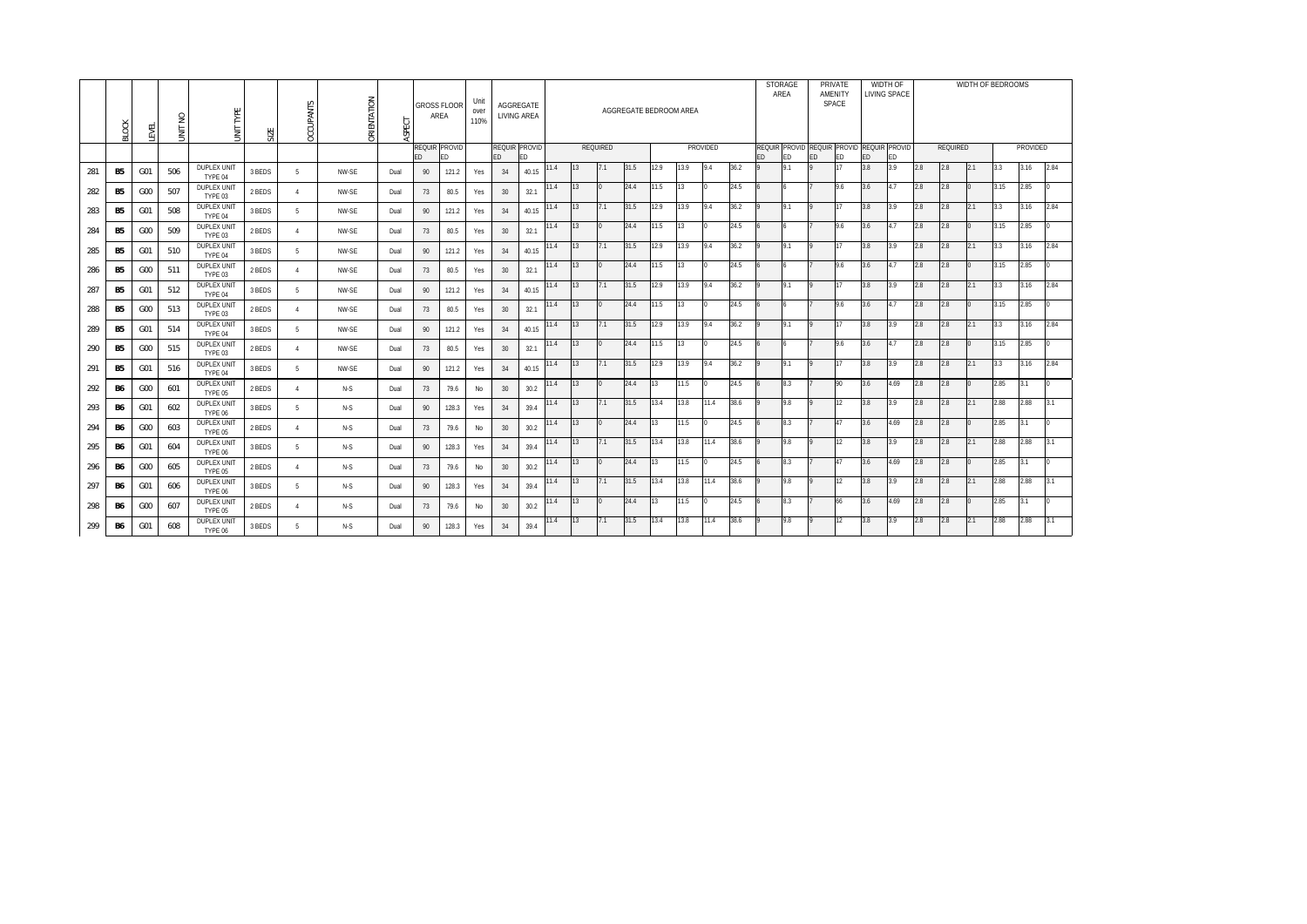| | BLOCK | LEVEL | UNIT NO | UNIT TYPE | SIZE | OCCUPANTS | ORIENTATION | ASPECT | GROSS FLOOR AREA | | Unit over 110% | AGGREGATE LIVING AREA | | AGGREGATE BEDROOM AREA | | | | | | | | STORAGE AREA | | PRIVATE AMENITY SPACE | | WIDTH OF LIVING SPACE | | WIDTH OF BEDROOMS | | | | | |
|---|---|---|---|---|---|---|---|---|---|---|---|---|---|---|---|---|---|---|---|---|---|---|---|---|---|---|---|---|---|---|---|---|---|
| | | | | | | | | | REQUIRED | PROVIDED | | REQUIRED | PROVIDED | REQUIRED | | | | PROVIDED | | | | REQUIRED | PROVIDED | REQUIRED | PROVIDED | REQUIRED | PROVIDED | REQUIRED | | | PROVIDED | | |
| 281 | B5 | G01 | 506 | DUPLEX UNIT TYPE 04 | 3 BEDS | 5 | NW-SE | Dual | 90 | 121.2 | Yes | 34 | 40.15 | 11.4 | 13 | 7.1 | 31.5 | 12.9 | 13.9 | 9.4 | 36.2 | 9 | 9.1 | 9 | 17 | 3.8 | 3.9 | 2.8 | 2.8 | 2.1 | 3.3 | 3.16 | 2.84 |
| 282 | B5 | G00 | 507 | DUPLEX UNIT TYPE 03 | 2 BEDS | 4 | NW-SE | Dual | 73 | 80.5 | Yes | 30 | 32.1 | 11.4 | 13 | 0 | 24.4 | 11.5 | 13 | 0 | 24.5 | 6 | 6 | 7 | 9.6 | 3.6 | 4.7 | 2.8 | 2.8 | 0 | 3.15 | 2.85 | 0 |
| 283 | B5 | G01 | 508 | DUPLEX UNIT TYPE 04 | 3 BEDS | 5 | NW-SE | Dual | 90 | 121.2 | Yes | 34 | 40.15 | 11.4 | 13 | 7.1 | 31.5 | 12.9 | 13.9 | 9.4 | 36.2 | 9 | 9.1 | 9 | 17 | 3.8 | 3.9 | 2.8 | 2.8 | 2.1 | 3.3 | 3.16 | 2.84 |
| 284 | B5 | G00 | 509 | DUPLEX UNIT TYPE 03 | 2 BEDS | 4 | NW-SE | Dual | 73 | 80.5 | Yes | 30 | 32.1 | 11.4 | 13 | 0 | 24.4 | 11.5 | 13 | 0 | 24.5 | 6 | 6 | 7 | 9.6 | 3.6 | 4.7 | 2.8 | 2.8 | 0 | 3.15 | 2.85 | 0 |
| 285 | B5 | G01 | 510 | DUPLEX UNIT TYPE 04 | 3 BEDS | 5 | NW-SE | Dual | 90 | 121.2 | Yes | 34 | 40.15 | 11.4 | 13 | 7.1 | 31.5 | 12.9 | 13.9 | 9.4 | 36.2 | 9 | 9.1 | 9 | 17 | 3.8 | 3.9 | 2.8 | 2.8 | 2.1 | 3.3 | 3.16 | 2.84 |
| 286 | B5 | G00 | 511 | DUPLEX UNIT TYPE 03 | 2 BEDS | 4 | NW-SE | Dual | 73 | 80.5 | Yes | 30 | 32.1 | 11.4 | 13 | 0 | 24.4 | 11.5 | 13 | 0 | 24.5 | 6 | 6 | 7 | 9.6 | 3.6 | 4.7 | 2.8 | 2.8 | 0 | 3.15 | 2.85 | 0 |
| 287 | B5 | G01 | 512 | DUPLEX UNIT TYPE 04 | 3 BEDS | 5 | NW-SE | Dual | 90 | 121.2 | Yes | 34 | 40.15 | 11.4 | 13 | 7.1 | 31.5 | 12.9 | 13.9 | 9.4 | 36.2 | 9 | 9.1 | 9 | 17 | 3.8 | 3.9 | 2.8 | 2.8 | 2.1 | 3.3 | 3.16 | 2.84 |
| 288 | B5 | G00 | 513 | DUPLEX UNIT TYPE 03 | 2 BEDS | 4 | NW-SE | Dual | 73 | 80.5 | Yes | 30 | 32.1 | 11.4 | 13 | 0 | 24.4 | 11.5 | 13 | 0 | 24.5 | 6 | 6 | 7 | 9.6 | 3.6 | 4.7 | 2.8 | 2.8 | 0 | 3.15 | 2.85 | 0 |
| 289 | B5 | G01 | 514 | DUPLEX UNIT TYPE 04 | 3 BEDS | 5 | NW-SE | Dual | 90 | 121.2 | Yes | 34 | 40.15 | 11.4 | 13 | 7.1 | 31.5 | 12.9 | 13.9 | 9.4 | 36.2 | 9 | 9.1 | 9 | 17 | 3.8 | 3.9 | 2.8 | 2.8 | 2.1 | 3.3 | 3.16 | 2.84 |
| 290 | B5 | G00 | 515 | DUPLEX UNIT TYPE 03 | 2 BEDS | 4 | NW-SE | Dual | 73 | 80.5 | Yes | 30 | 32.1 | 11.4 | 13 | 0 | 24.4 | 11.5 | 13 | 0 | 24.5 | 6 | 6 | 7 | 9.6 | 3.6 | 4.7 | 2.8 | 2.8 | 0 | 3.15 | 2.85 | 0 |
| 291 | B5 | G01 | 516 | DUPLEX UNIT TYPE 04 | 3 BEDS | 5 | NW-SE | Dual | 90 | 121.2 | Yes | 34 | 40.15 | 11.4 | 13 | 7.1 | 31.5 | 12.9 | 13.9 | 9.4 | 36.2 | 9 | 9.1 | 9 | 17 | 3.8 | 3.9 | 2.8 | 2.8 | 2.1 | 3.3 | 3.16 | 2.84 |
| 292 | B6 | G00 | 601 | DUPLEX UNIT TYPE 05 | 2 BEDS | 4 | N-S | Dual | 73 | 79.6 | No | 30 | 30.2 | 11.4 | 13 | 0 | 24.4 | 13 | 11.5 | 0 | 24.5 | 6 | 8.3 | 7 | 90 | 3.6 | 4.69 | 2.8 | 2.8 | 0 | 2.85 | 3.1 | 0 |
| 293 | B6 | G01 | 602 | DUPLEX UNIT TYPE 06 | 3 BEDS | 5 | N-S | Dual | 90 | 128.3 | Yes | 34 | 39.4 | 11.4 | 13 | 7.1 | 31.5 | 13.4 | 13.8 | 11.4 | 38.6 | 9 | 9.8 | 9 | 12 | 3.8 | 3.9 | 2.8 | 2.8 | 2.1 | 2.88 | 2.88 | 3.1 |
| 294 | B6 | G00 | 603 | DUPLEX UNIT TYPE 05 | 2 BEDS | 4 | N-S | Dual | 73 | 79.6 | No | 30 | 30.2 | 11.4 | 13 | 0 | 24.4 | 13 | 11.5 | 0 | 24.5 | 6 | 8.3 | 7 | 47 | 3.6 | 4.69 | 2.8 | 2.8 | 0 | 2.85 | 3.1 | 0 |
| 295 | B6 | G01 | 604 | DUPLEX UNIT TYPE 06 | 3 BEDS | 5 | N-S | Dual | 90 | 128.3 | Yes | 34 | 39.4 | 11.4 | 13 | 7.1 | 31.5 | 13.4 | 13.8 | 11.4 | 38.6 | 9 | 9.8 | 9 | 12 | 3.8 | 3.9 | 2.8 | 2.8 | 2.1 | 2.88 | 2.88 | 3.1 |
| 296 | B6 | G00 | 605 | DUPLEX UNIT TYPE 05 | 2 BEDS | 4 | N-S | Dual | 73 | 79.6 | No | 30 | 30.2 | 11.4 | 13 | 0 | 24.4 | 13 | 11.5 | 0 | 24.5 | 6 | 8.3 | 7 | 47 | 3.6 | 4.69 | 2.8 | 2.8 | 0 | 2.85 | 3.1 | 0 |
| 297 | B6 | G01 | 606 | DUPLEX UNIT TYPE 06 | 3 BEDS | 5 | N-S | Dual | 90 | 128.3 | Yes | 34 | 39.4 | 11.4 | 13 | 7.1 | 31.5 | 13.4 | 13.8 | 11.4 | 38.6 | 9 | 9.8 | 9 | 12 | 3.8 | 3.9 | 2.8 | 2.8 | 2.1 | 2.88 | 2.88 | 3.1 |
| 298 | B6 | G00 | 607 | DUPLEX UNIT TYPE 05 | 2 BEDS | 4 | N-S | Dual | 73 | 79.6 | No | 30 | 30.2 | 11.4 | 13 | 0 | 24.4 | 13 | 11.5 | 0 | 24.5 | 6 | 8.3 | 7 | 66 | 3.6 | 4.69 | 2.8 | 2.8 | 0 | 2.85 | 3.1 | 0 |
| 299 | B6 | G01 | 608 | DUPLEX UNIT TYPE 06 | 3 BEDS | 5 | N-S | Dual | 90 | 128.3 | Yes | 34 | 39.4 | 11.4 | 13 | 7.1 | 31.5 | 13.4 | 13.8 | 11.4 | 38.6 | 9 | 9.8 | 9 | 12 | 3.8 | 3.9 | 2.8 | 2.8 | 2.1 | 2.88 | 2.88 | 3.1 |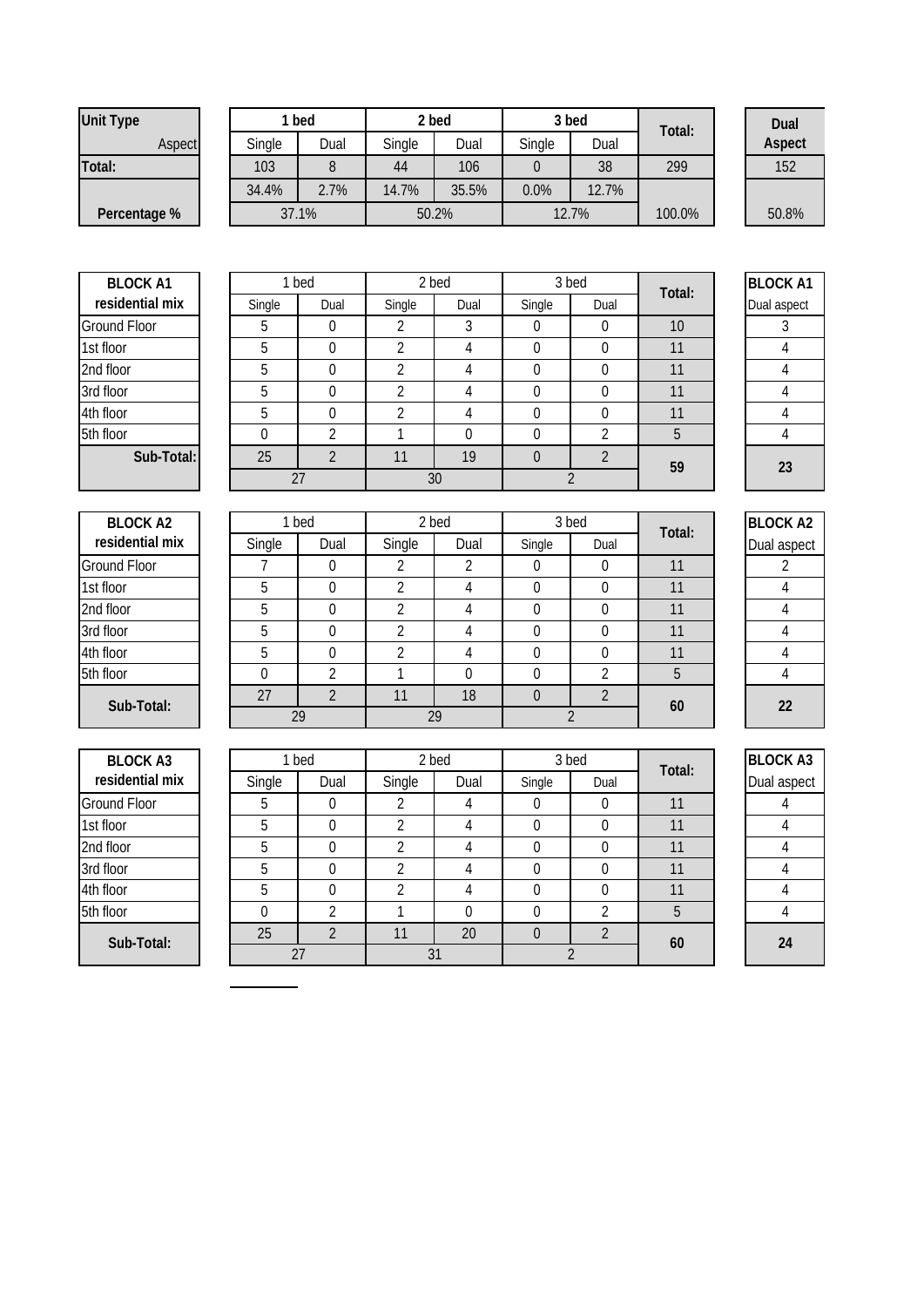| Unit Type | 1 bed | | 2 bed | | 3 bed | | Total: | Dual Aspect |
|---|---|---|---|---|---|---|---|---|
| Aspect | Single | Dual | Single | Dual | Single | Dual | | |
| **Total:** | 103 | 8 | 44 | 106 | 0 | 38 | 299 | 152 |
| | 34.4% | 2.7% | 14.7% | 35.5% | 0.0% | 12.7% | | |
| **Percentage %** | 37.1% | | 50.2% | | 12.7% | | 100.0% | 50.8% |

| BLOCK A1 residential mix | 1 bed | | 2 bed | | 3 bed | | Total: | BLOCK A1 Dual aspect |
|---|---|---|---|---|---|---|---|---|
| | Single | Dual | Single | Dual | Single | Dual | | |
| Ground Floor | 5 | 0 | 2 | 3 | 0 | 0 | 10 | 3 |
| 1st floor | 5 | 0 | 2 | 4 | 0 | 0 | 11 | 4 |
| 2nd floor | 5 | 0 | 2 | 4 | 0 | 0 | 11 | 4 |
| 3rd floor | 5 | 0 | 2 | 4 | 0 | 0 | 11 | 4 |
| 4th floor | 5 | 0 | 2 | 4 | 0 | 0 | 11 | 4 |
| 5th floor | 0 | 2 | 1 | 0 | 0 | 2 | 5 | 4 |
| **Sub-Total:** | 25 | 2 | 11 | 19 | 0 | 2 | **59** | **23** |
| | 27 | | 30 | | 2 | | | |

| BLOCK A2 residential mix | 1 bed | | 2 bed | | 3 bed | | Total: | BLOCK A2 Dual aspect |
|---|---|---|---|---|---|---|---|---|
| | Single | Dual | Single | Dual | Single | Dual | | |
| Ground Floor | 7 | 0 | 2 | 2 | 0 | 0 | 11 | 2 |
| 1st floor | 5 | 0 | 2 | 4 | 0 | 0 | 11 | 4 |
| 2nd floor | 5 | 0 | 2 | 4 | 0 | 0 | 11 | 4 |
| 3rd floor | 5 | 0 | 2 | 4 | 0 | 0 | 11 | 4 |
| 4th floor | 5 | 0 | 2 | 4 | 0 | 0 | 11 | 4 |
| 5th floor | 0 | 2 | 1 | 0 | 0 | 2 | 5 | 4 |
| **Sub-Total:** | 27 | 2 | 11 | 18 | 0 | 2 | **60** | **22** |
| | 29 | | 29 | | 2 | | | |

| BLOCK A3 residential mix | 1 bed | | 2 bed | | 3 bed | | Total: | BLOCK A3 Dual aspect |
|---|---|---|---|---|---|---|---|---|
| | Single | Dual | Single | Dual | Single | Dual | | |
| Ground Floor | 5 | 0 | 2 | 4 | 0 | 0 | 11 | 4 |
| 1st floor | 5 | 0 | 2 | 4 | 0 | 0 | 11 | 4 |
| 2nd floor | 5 | 0 | 2 | 4 | 0 | 0 | 11 | 4 |
| 3rd floor | 5 | 0 | 2 | 4 | 0 | 0 | 11 | 4 |
| 4th floor | 5 | 0 | 2 | 4 | 0 | 0 | 11 | 4 |
| 5th floor | 0 | 2 | 1 | 0 | 0 | 2 | 5 | 4 |
| **Sub-Total:** | 25 | 2 | 11 | 20 | 0 | 2 | **60** | **24** |
| | 27 | | 31 | | 2 | | | |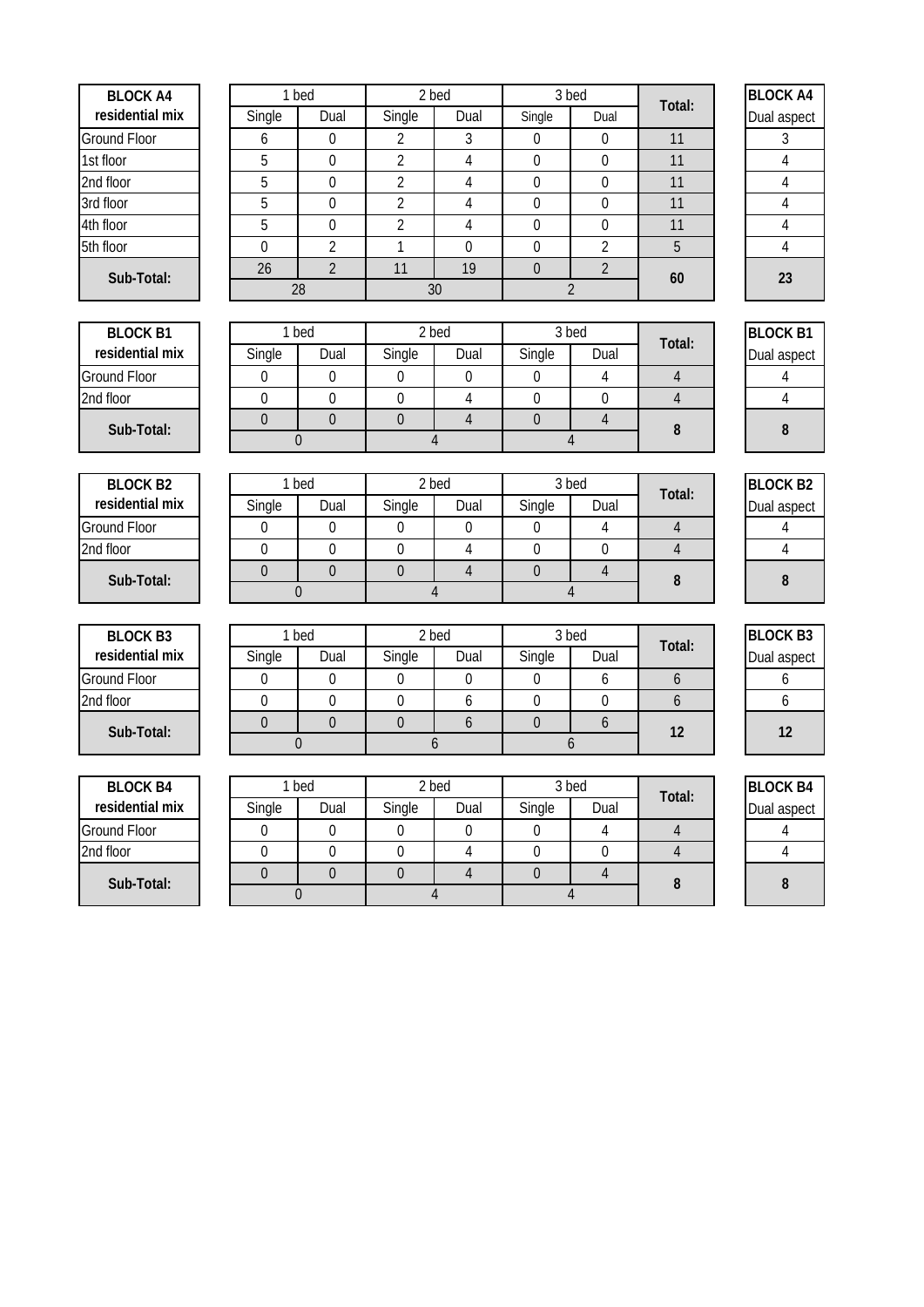| BLOCK A4 residential mix | 1 bed | | 2 bed | | 3 bed | | Total: | BLOCK A4 Dual aspect |
|---|---|---|---|---|---|---|---|---|
| | Single | Dual | Single | Dual | Single | Dual | | |
| Ground Floor | 6 | 0 | 2 | 3 | 0 | 0 | 11 | 3 |
| 1st floor | 5 | 0 | 2 | 4 | 0 | 0 | 11 | 4 |
| 2nd floor | 5 | 0 | 2 | 4 | 0 | 0 | 11 | 4 |
| 3rd floor | 5 | 0 | 2 | 4 | 0 | 0 | 11 | 4 |
| 4th floor | 5 | 0 | 2 | 4 | 0 | 0 | 11 | 4 |
| 5th floor | 0 | 2 | 1 | 0 | 0 | 2 | 5 | 4 |
| Sub-Total: | 26 | 2 | 11 | 19 | 0 | 2 | 60 | 23 |
| | 28 | | 30 | | 2 | | | |

| BLOCK B1 residential mix | 1 bed | | 2 bed | | 3 bed | | Total: | BLOCK B1 Dual aspect |
|---|---|---|---|---|---|---|---|---|
| | Single | Dual | Single | Dual | Single | Dual | | |
| Ground Floor | 0 | 0 | 0 | 0 | 0 | 4 | 4 | 4 |
| 2nd floor | 0 | 0 | 0 | 4 | 0 | 0 | 4 | 4 |
| Sub-Total: | 0 | 0 | 0 | 4 | 0 | 4 | 8 | 8 |
| | 0 | | 4 | | 4 | | | |

| BLOCK B2 residential mix | 1 bed | | 2 bed | | 3 bed | | Total: | BLOCK B2 Dual aspect |
|---|---|---|---|---|---|---|---|---|
| | Single | Dual | Single | Dual | Single | Dual | | |
| Ground Floor | 0 | 0 | 0 | 0 | 0 | 4 | 4 | 4 |
| 2nd floor | 0 | 0 | 0 | 4 | 0 | 0 | 4 | 4 |
| Sub-Total: | 0 | 0 | 0 | 4 | 0 | 4 | 8 | 8 |
| | 0 | | 4 | | 4 | | | |

| BLOCK B3 residential mix | 1 bed | | 2 bed | | 3 bed | | Total: | BLOCK B3 Dual aspect |
|---|---|---|---|---|---|---|---|---|
| | Single | Dual | Single | Dual | Single | Dual | | |
| Ground Floor | 0 | 0 | 0 | 0 | 0 | 6 | 6 | 6 |
| 2nd floor | 0 | 0 | 0 | 6 | 0 | 0 | 6 | 6 |
| Sub-Total: | 0 | 0 | 0 | 6 | 0 | 6 | 12 | 12 |
| | 0 | | 6 | | 6 | | | |

| BLOCK B4 residential mix | 1 bed | | 2 bed | | 3 bed | | Total: | BLOCK B4 Dual aspect |
|---|---|---|---|---|---|---|---|---|
| | Single | Dual | Single | Dual | Single | Dual | | |
| Ground Floor | 0 | 0 | 0 | 0 | 0 | 4 | 4 | 4 |
| 2nd floor | 0 | 0 | 0 | 4 | 0 | 0 | 4 | 4 |
| Sub-Total: | 0 | 0 | 0 | 4 | 0 | 4 | 8 | 8 |
| | 0 | | 4 | | 4 | | | |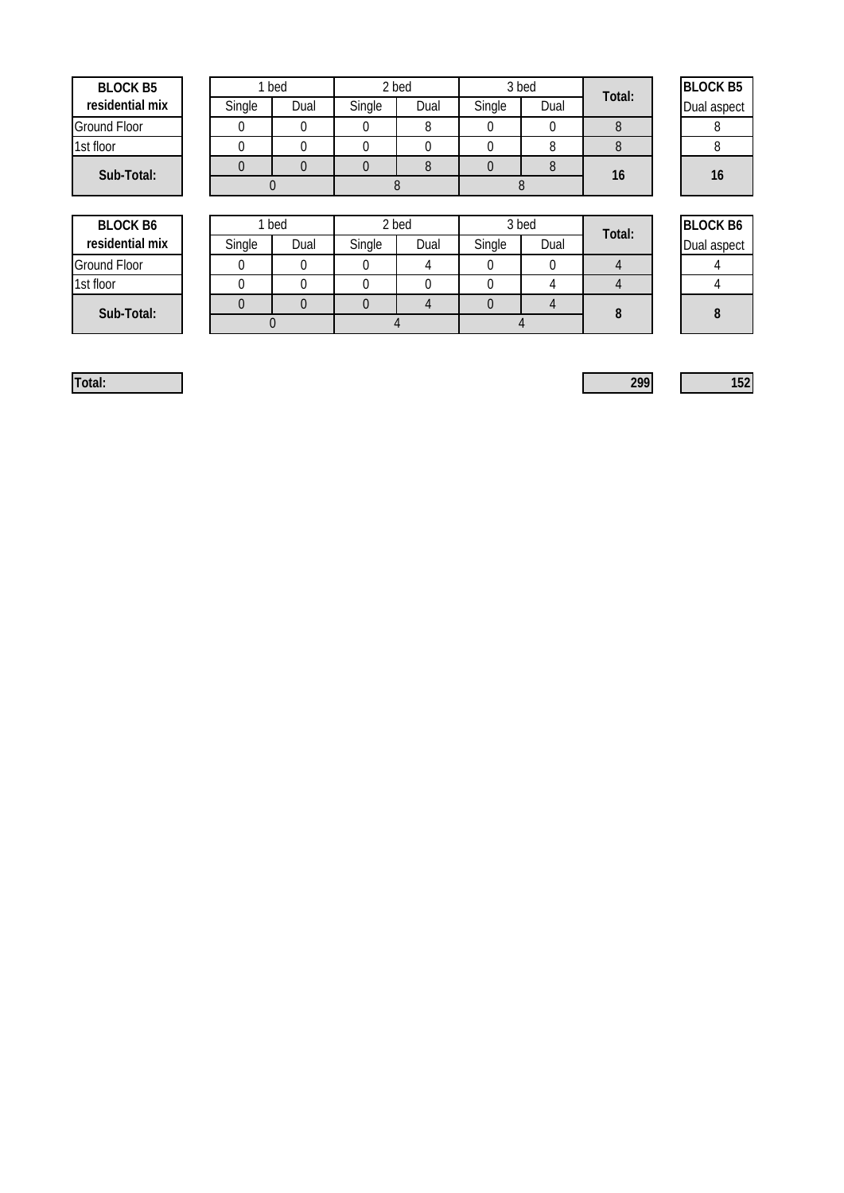| BLOCK B5 residential mix | 1 bed | | 2 bed | | 3 bed | | Total: | BLOCK B5 Dual aspect |
|---|---|---|---|---|---|---|---|---|
| | Single | Dual | Single | Dual | Single | Dual | | |
| Ground Floor | 0 | 0 | 0 | 8 | 0 | 0 | 8 | 8 |
| 1st floor | 0 | 0 | 0 | 0 | 0 | 8 | 8 | 8 |
| **Sub-Total:** | 0 | 0 | 0 | 8 | 0 | 8 | **16** | **16** |
| | 0 | | 8 | | 8 | | | |

| BLOCK B6 residential mix | 1 bed | | 2 bed | | 3 bed | | Total: | BLOCK B6 Dual aspect |
|---|---|---|---|---|---|---|---|---|
| | Single | Dual | Single | Dual | Single | Dual | | |
| Ground Floor | 0 | 0 | 0 | 4 | 0 | 0 | 4 | 4 |
| 1st floor | 0 | 0 | 0 | 0 | 0 | 4 | 4 | 4 |
| **Sub-Total:** | 0 | 0 | 0 | 4 | 0 | 4 | **8** | **8** |
| | 0 | | 4 | | 4 | | | |

| **Total:** | **299** | **152** |
|---|---|---|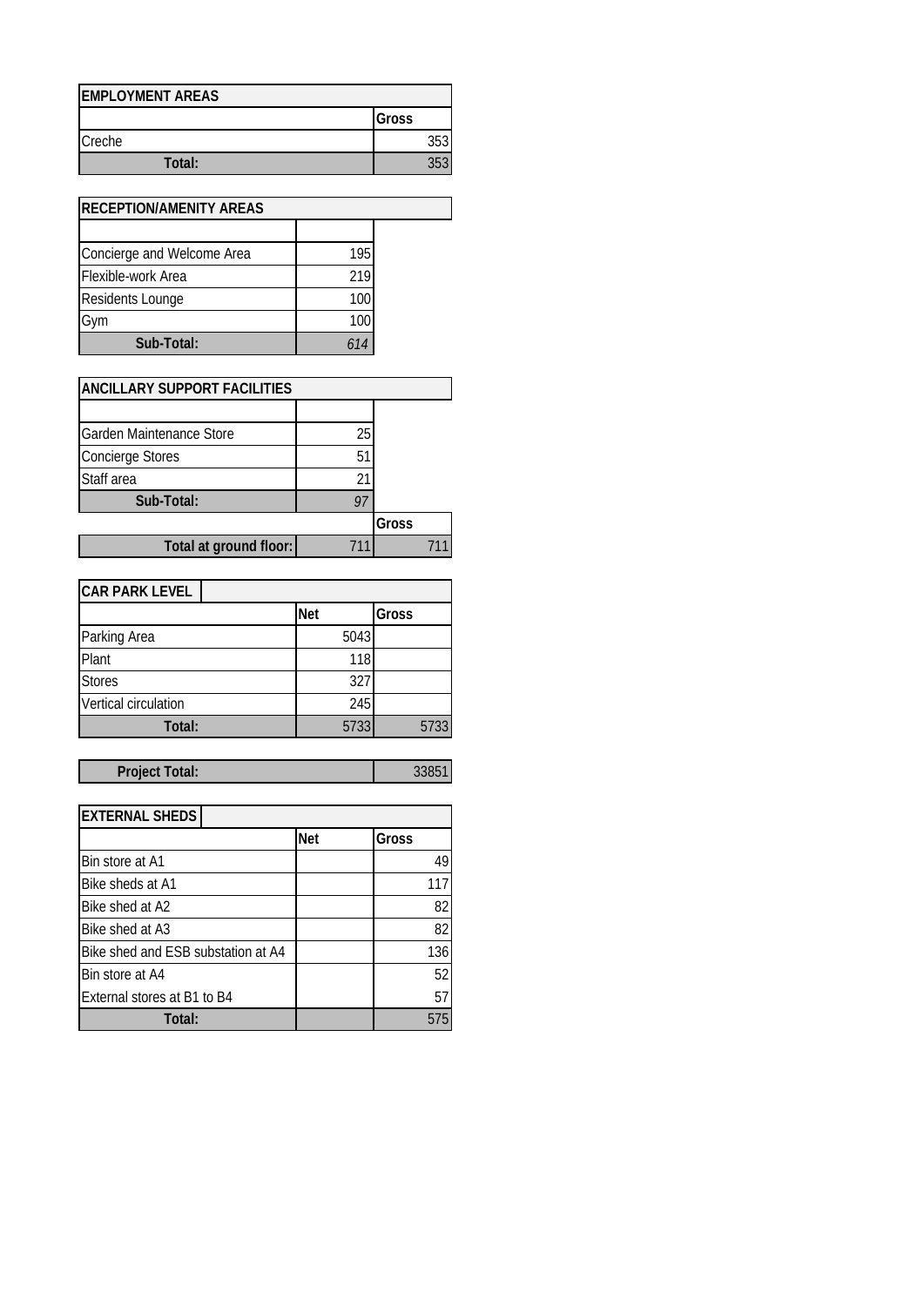| EMPLOYMENT AREAS | |
|---|---|
| | Gross |
| Creche | 353 |
| Total: | 353 |

| RECEPTION/AMENITY AREAS | |
|---|---|
| | |
| Concierge and Welcome Area | 195 |
| Flexible-work Area | 219 |
| Residents Lounge | 100 |
| Gym | 100 |
| Sub-Total: | *614* |

| ANCILLARY SUPPORT FACILITIES | | |
|---|---|---|
| | | |
| Garden Maintenance Store | 25 | |
| Concierge Stores | 51 | |
| Staff area | 21 | |
| Sub-Total: | *97* | |
| | | Gross |
| Total at ground floor: | 711 | 711 |

| CAR PARK LEVEL | | |
|---|---|---|
| | Net | Gross |
| Parking Area | 5043 | |
| Plant | 118 | |
| Stores | 327 | |
| Vertical circulation | 245 | |
| Total: | 5733 | 5733 |

| Project Total: | 33851 |
|---|---|

| EXTERNAL SHEDS | | |
|---|---|---|
| | Net | Gross |
| Bin store at A1 | | 49 |
| Bike sheds at A1 | | 117 |
| Bike shed at A2 | | 82 |
| Bike shed at A3 | | 82 |
| Bike shed and ESB substation at A4 | | 136 |
| Bin store at A4 | | 52 |
| External stores at B1 to B4 | | 57 |
| Total: | | 575 |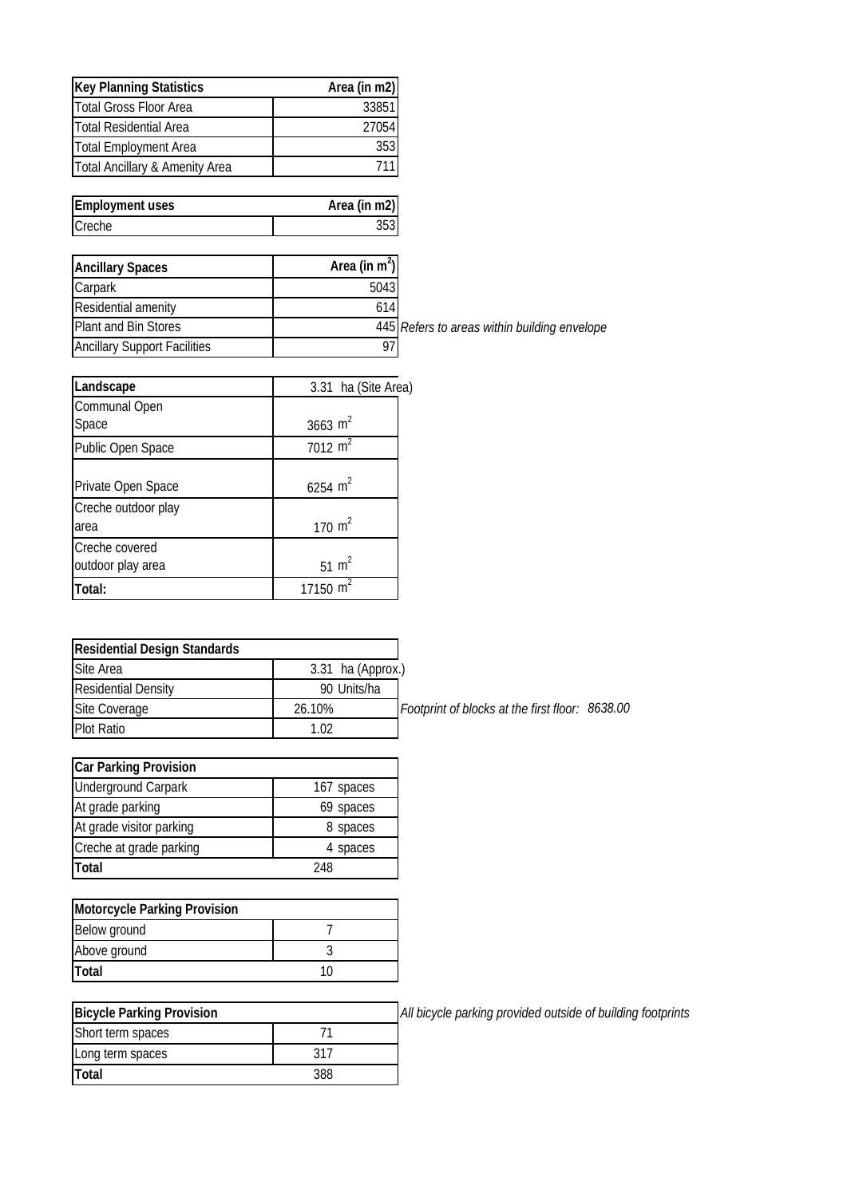| Key Planning Statistics | Area (in m2) |
|---|---|
| Total Gross Floor Area | 33851 |
| Total Residential Area | 27054 |
| Total Employment Area | 353 |
| Total Ancillary & Amenity Area | 711 |

| Employment uses | Area (in m2) |
|---|---|
| Creche | 353 |

| Ancillary Spaces | Area (in $m^2$) | |
|---|---|---|
| Carpark | 5043 | |
| Residential amenity | 614 | |
| Plant and Bin Stores | 445 | *Refers to areas within building envelope* |
| Ancillary Support Facilities | 97 | |

| Landscape | 3.31 ha (Site Area) |
|---|---|
| Communal Open Space | 3663 $m^2$ |
| Public Open Space | 7012 $m^2$ |
| Private Open Space | 6254 $m^2$ |
| Creche outdoor play area | 170 $m^2$ |
| Creche covered outdoor play area | 51 $m^2$ |
| **Total:** | 17150 $m^2$ |

| Residential Design Standards | | |
|---|---|---|
| Site Area | 3.31 ha (Approx.) | |
| Residential Density | 90 Units/ha | |
| Site Coverage | 26.10% | *Footprint of blocks at the first floor: 8638.00* |
| Plot Ratio | 1.02 | |

| Car Parking Provision | |
|---|---|
| Underground Carpark | 167 spaces |
| At grade parking | 69 spaces |
| At grade visitor parking | 8 spaces |
| Creche at grade parking | 4 spaces |
| **Total** | 248 |

| Motorcycle Parking Provision | |
|---|---|
| Below ground | 7 |
| Above ground | 3 |
| **Total** | 10 |

| Bicycle Parking Provision | | |
|---|---|---|
| Short term spaces | 71 | *All bicycle parking provided outside of building footprints* |
| Long term spaces | 317 | |
| **Total** | 388 | |